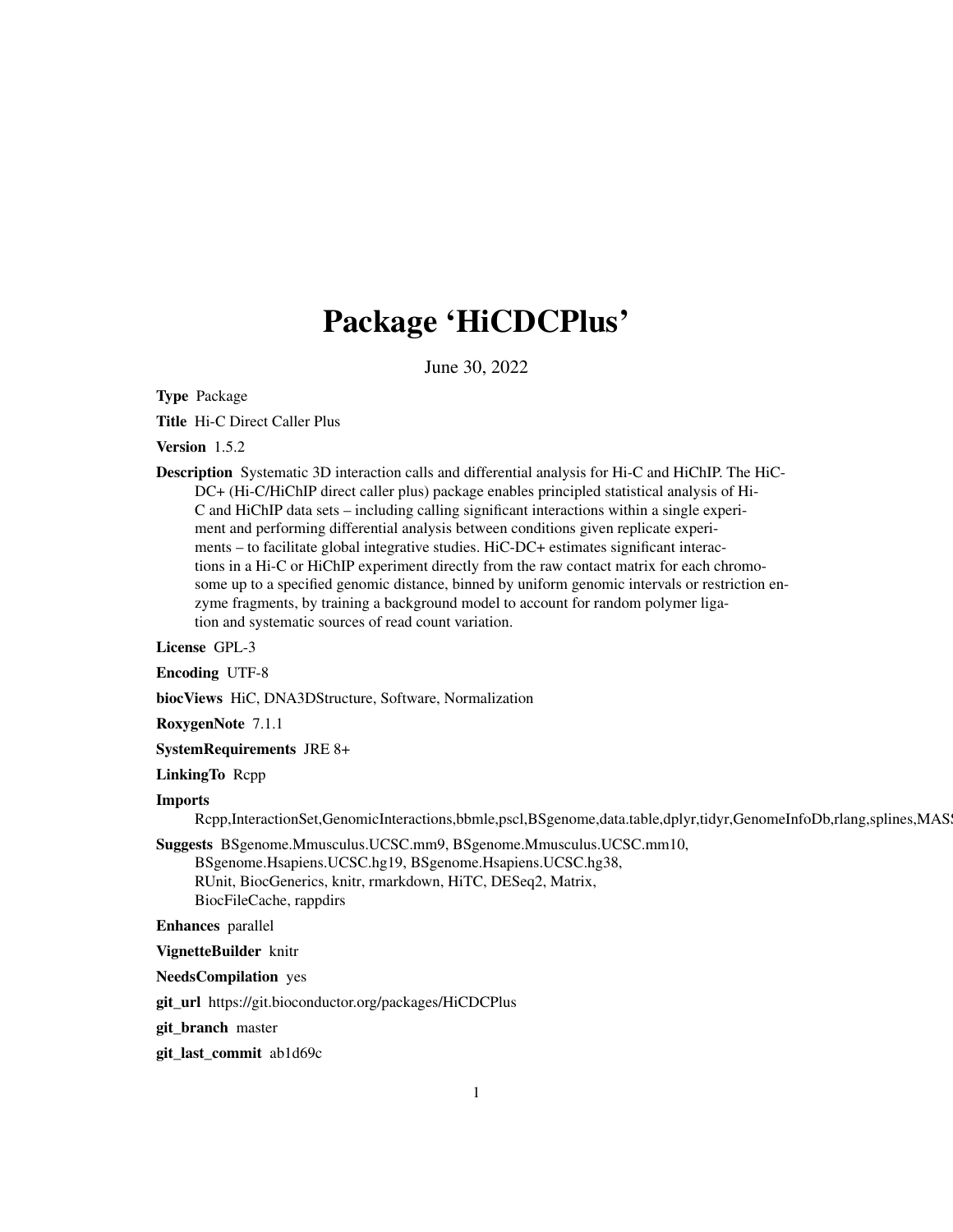# Package 'HiCDCPlus'

June 30, 2022

**Type** Package

**Title** Hi-C Direct Caller Plus

**Version** 1.5.2

**Description** Systematic 3D interaction calls and differential analysis for Hi-C and HiChIP. The HiC-DC+ (Hi-C/HiChIP direct caller plus) package enables principled statistical analysis of Hi-C and HiChIP data sets – including calling significant interactions within a single experiment and performing differential analysis between conditions given replicate experiments – to facilitate global integrative studies. HiC-DC+ estimates significant interactions in a Hi-C or HiChIP experiment directly from the raw contact matrix for each chromosome up to a specified genomic distance, binned by uniform genomic intervals or restriction enzyme fragments, by training a background model to account for random polymer ligation and systematic sources of read count variation.

**License** GPL-3

**Encoding** UTF-8

**biocViews** HiC, DNA3DStructure, Software, Normalization

**RoxygenNote** 7.1.1

**SystemRequirements** JRE 8+

**LinkingTo** Rcpp

**Imports**
Rcpp,InteractionSet,GenomicInteractions,bbmle,pscl,BSgenome,data.table,dplyr,tidyr,GenomeInfoDb,rlang,splines,MASS

**Suggests** BSgenome.Mmusculus.UCSC.mm9, BSgenome.Mmusculus.UCSC.mm10, BSgenome.Hsapiens.UCSC.hg19, BSgenome.Hsapiens.UCSC.hg38, RUnit, BiocGenerics, knitr, rmarkdown, HiTC, DESeq2, Matrix, BiocFileCache, rappdirs

**Enhances** parallel

**VignetteBuilder** knitr

**NeedsCompilation** yes

**git_url** https://git.bioconductor.org/packages/HiCDCPlus

**git_branch** master

**git_last_commit** ab1d69c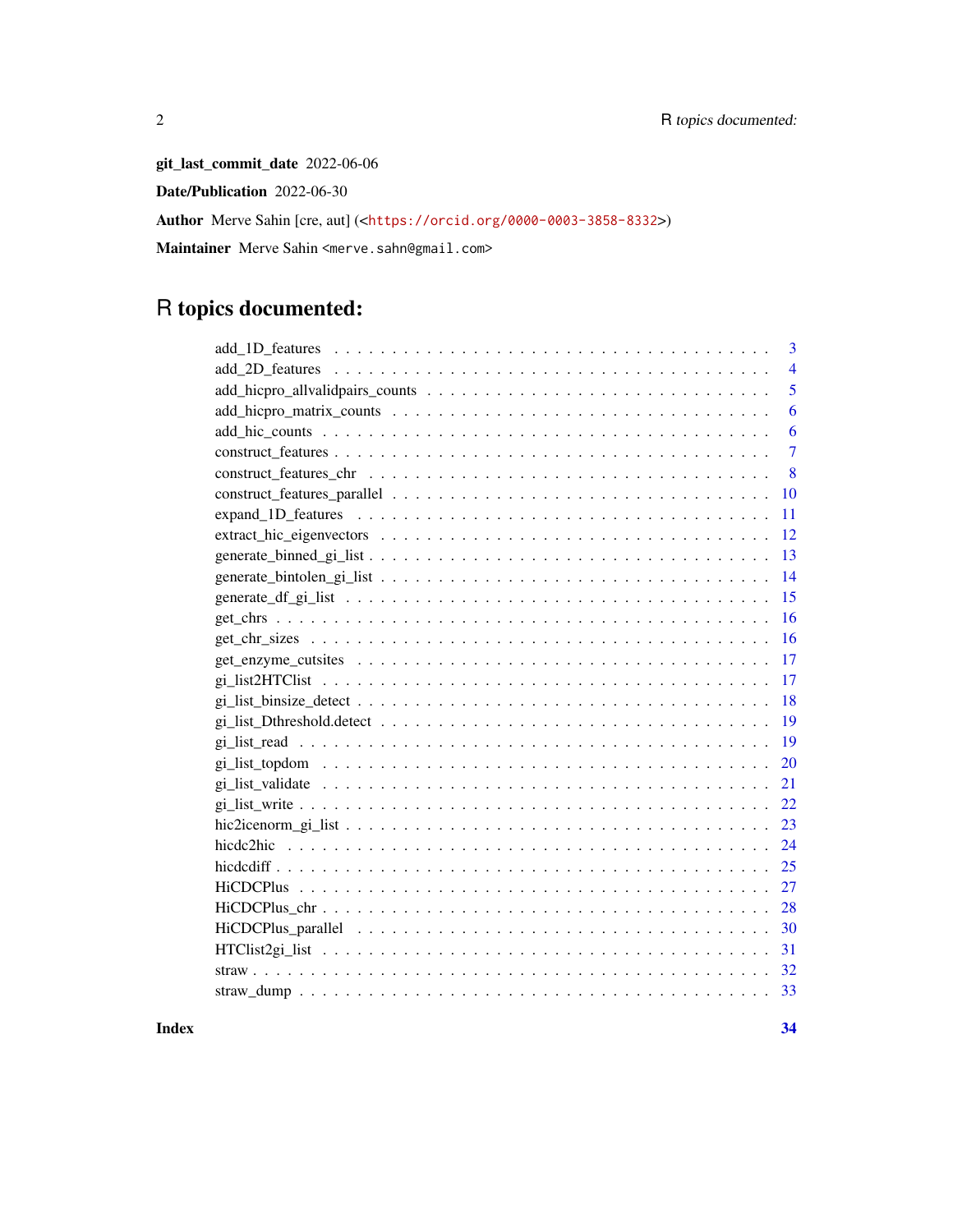**git_last_commit_date** 2022-06-06

**Date/Publication** 2022-06-30

**Author** Merve Sahin [cre, aut] (<https://orcid.org/0000-0003-3858-8332>)

**Maintainer** Merve Sahin <merve.sahn@gmail.com>

# R topics documented:

| | |
|---|---|
| add_1D_features | 3 |
| add_2D_features | 4 |
| add_hicpro_allvalidpairs_counts | 5 |
| add_hicpro_matrix_counts | 6 |
| add_hic_counts | 6 |
| construct_features | 7 |
| construct_features_chr | 8 |
| construct_features_parallel | 10 |
| expand_1D_features | 11 |
| extract_hic_eigenvectors | 12 |
| generate_binned_gi_list | 13 |
| generate_bintolen_gi_list | 14 |
| generate_df_gi_list | 15 |
| get_chrs | 16 |
| get_chr_sizes | 16 |
| get_enzyme_cutsites | 17 |
| gi_list2HTClist | 17 |
| gi_list_binsize_detect | 18 |
| gi_list_Dthreshold.detect | 19 |
| gi_list_read | 19 |
| gi_list_topdom | 20 |
| gi_list_validate | 21 |
| gi_list_write | 22 |
| hic2icenorm_gi_list | 23 |
| hicdc2hic | 24 |
| hicdcdiff | 25 |
| HiCDCPlus | 27 |
| HiCDCPlus_chr | 28 |
| HiCDCPlus_parallel | 30 |
| HTClist2gi_list | 31 |
| straw | 32 |
| straw_dump | 33 |
| **Index** | **34** |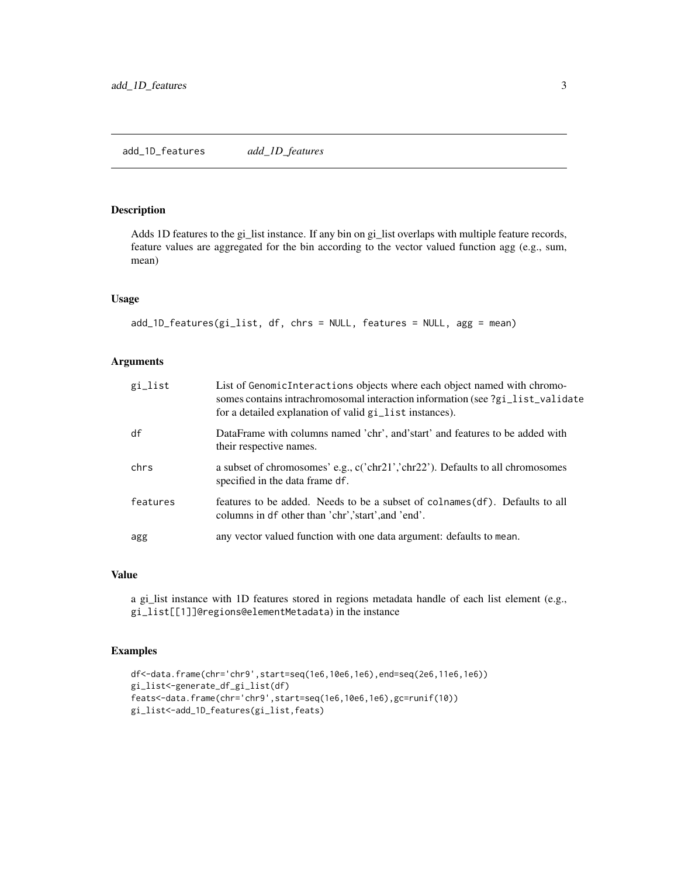# add_1D_features — *add_1D_features*

## Description

Adds 1D features to the gi_list instance. If any bin on gi_list overlaps with multiple feature records, feature values are aggregated for the bin according to the vector valued function agg (e.g., sum, mean)

## Usage

```
add_1D_features(gi_list, df, chrs = NULL, features = NULL, agg = mean)
```

## Arguments

| | |
|---|---|
| gi_list | List of GenomicInteractions objects where each object named with chromosomes contains intrachromosomal interaction information (see ?gi_list_validate for a detailed explanation of valid gi_list instances). |
| df | DataFrame with columns named 'chr', and'start' and features to be added with their respective names. |
| chrs | a subset of chromosomes' e.g., c('chr21','chr22'). Defaults to all chromosomes specified in the data frame df. |
| features | features to be added. Needs to be a subset of colnames(df). Defaults to all columns in df other than 'chr','start',and 'end'. |
| agg | any vector valued function with one data argument: defaults to mean. |

## Value

a gi_list instance with 1D features stored in regions metadata handle of each list element (e.g., gi_list[[1]]@regions@elementMetadata) in the instance

## Examples

```
df<-data.frame(chr='chr9',start=seq(1e6,10e6,1e6),end=seq(2e6,11e6,1e6))
gi_list<-generate_df_gi_list(df)
feats<-data.frame(chr='chr9',start=seq(1e6,10e6,1e6),gc=runif(10))
gi_list<-add_1D_features(gi_list,feats)
```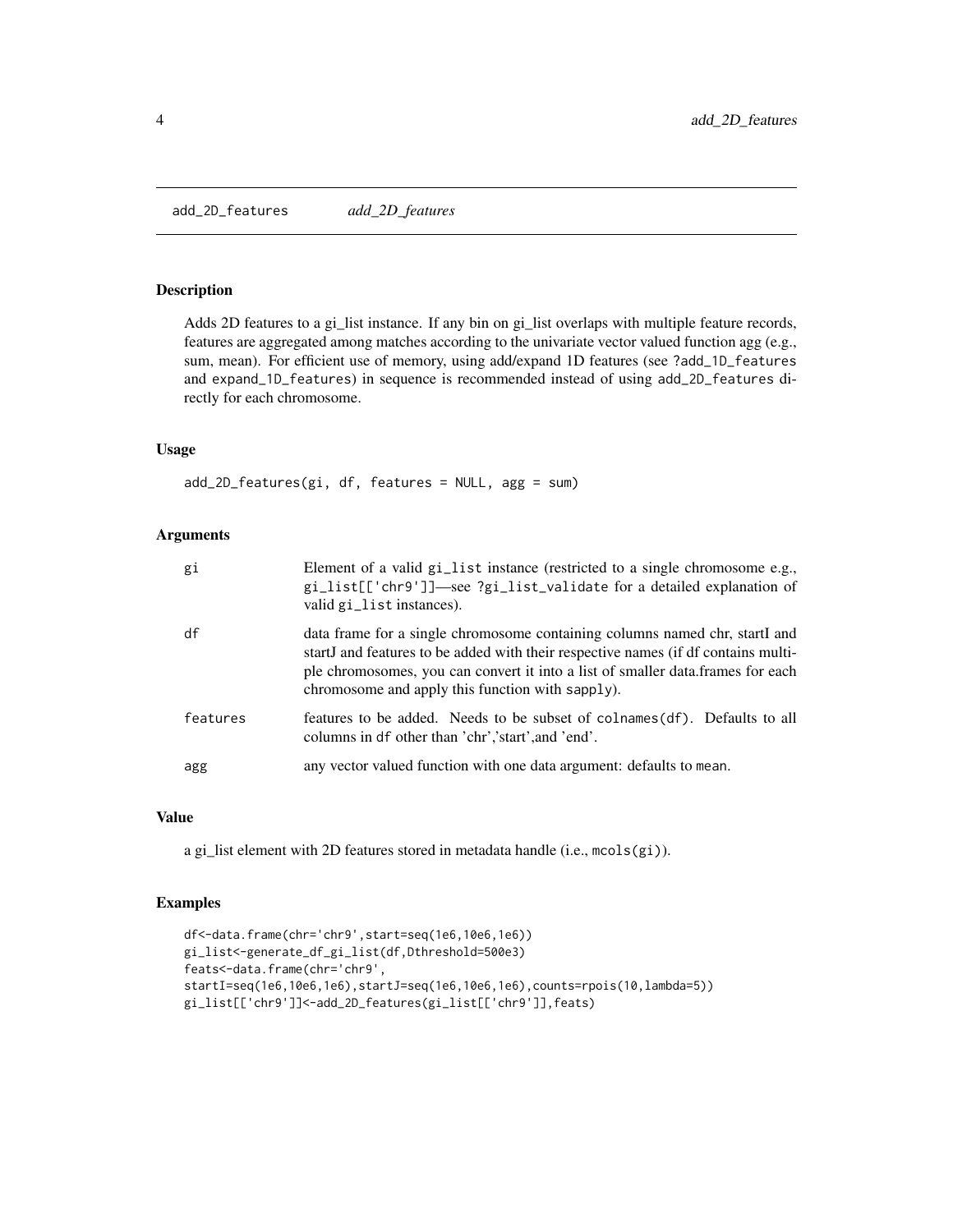## add_2D_features &nbsp;&nbsp;&nbsp; *add_2D_features*

### Description

Adds 2D features to a gi_list instance. If any bin on gi_list overlaps with multiple feature records, features are aggregated among matches according to the univariate vector valued function agg (e.g., sum, mean). For efficient use of memory, using add/expand 1D features (see `?add_1D_features` and `expand_1D_features`) in sequence is recommended instead of using `add_2D_features` directly for each chromosome.

### Usage

```
add_2D_features(gi, df, features = NULL, agg = sum)
```

### Arguments

| | |
|---|---|
| `gi` | Element of a valid `gi_list` instance (restricted to a single chromosome e.g., `gi_list[['chr9']]`—see `?gi_list_validate` for a detailed explanation of valid `gi_list` instances). |
| `df` | data frame for a single chromosome containing columns named chr, startI and startJ and features to be added with their respective names (if df contains multiple chromosomes, you can convert it into a list of smaller data.frames for each chromosome and apply this function with `sapply`). |
| `features` | features to be added. Needs to be subset of `colnames(df)`. Defaults to all columns in `df` other than 'chr','start',and 'end'. |
| `agg` | any vector valued function with one data argument: defaults to `mean`. |

### Value

a gi_list element with 2D features stored in metadata handle (i.e., `mcols(gi)`).

### Examples

```
df<-data.frame(chr='chr9',start=seq(1e6,10e6,1e6))
gi_list<-generate_df_gi_list(df,Dthreshold=500e3)
feats<-data.frame(chr='chr9',
startI=seq(1e6,10e6,1e6),startJ=seq(1e6,10e6,1e6),counts=rpois(10,lambda=5))
gi_list[['chr9']]<-add_2D_features(gi_list[['chr9']],feats)
```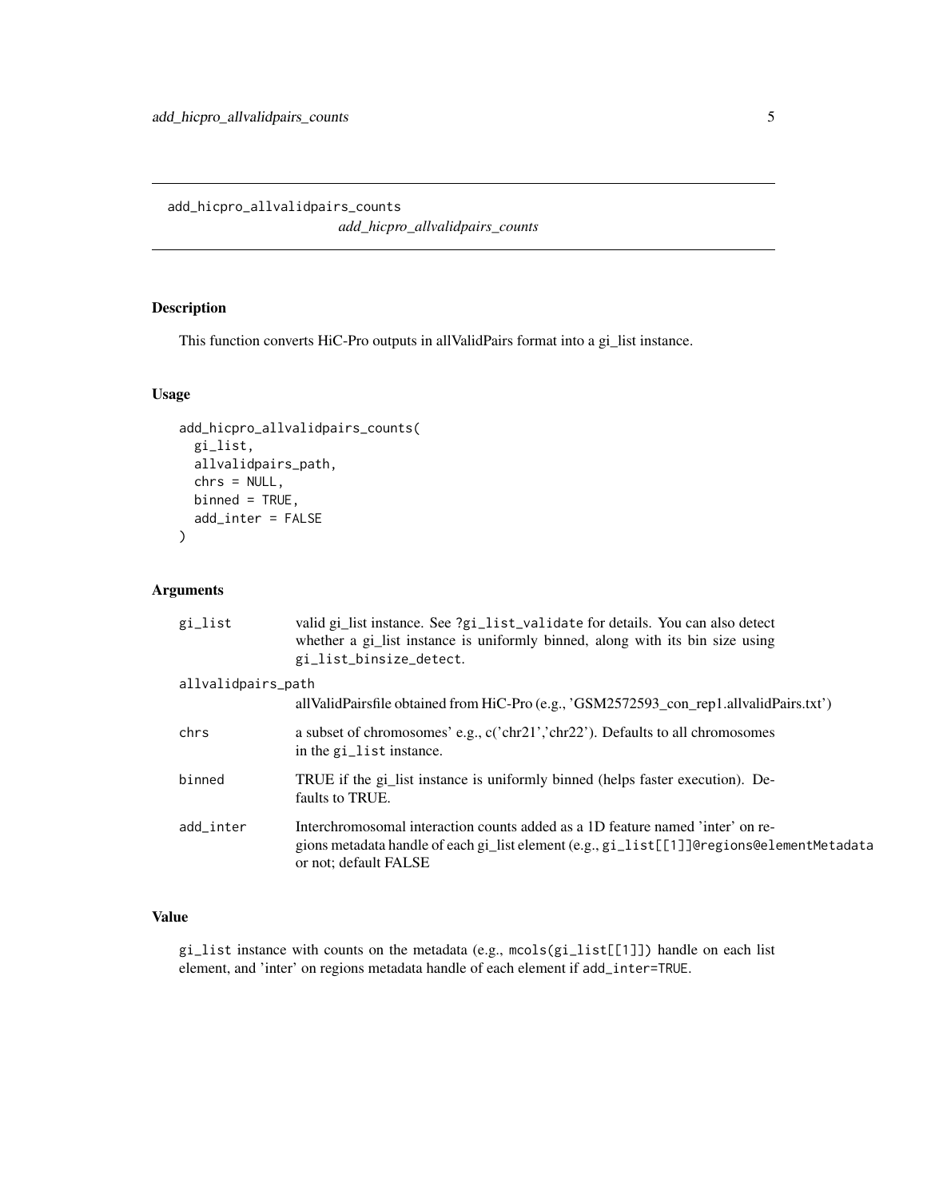# add_hicpro_allvalidpairs_counts

*add_hicpro_allvalidpairs_counts*

## Description

This function converts HiC-Pro outputs in allValidPairs format into a gi_list instance.

## Usage

```
add_hicpro_allvalidpairs_counts(
  gi_list,
  allvalidpairs_path,
  chrs = NULL,
  binned = TRUE,
  add_inter = FALSE
)
```

## Arguments

| | |
|---|---|
| `gi_list` | valid gi_list instance. See `?gi_list_validate` for details. You can also detect whether a gi_list instance is uniformly binned, along with its bin size using `gi_list_binsize_detect`. |
| `allvalidpairs_path` | allValidPairsfile obtained from HiC-Pro (e.g., 'GSM2572593_con_rep1.allvalidPairs.txt') |
| `chrs` | a subset of chromosomes' e.g., c('chr21','chr22'). Defaults to all chromosomes in the `gi_list` instance. |
| `binned` | TRUE if the gi_list instance is uniformly binned (helps faster execution). Defaults to TRUE. |
| `add_inter` | Interchromosomal interaction counts added as a 1D feature named 'inter' on regions metadata handle of each gi_list element (e.g., `gi_list[[1]]@regions@elementMetadata` or not; default FALSE |

## Value

`gi_list` instance with counts on the metadata (e.g., `mcols(gi_list[[1]])`) handle on each list element, and 'inter' on regions metadata handle of each element if `add_inter=TRUE`.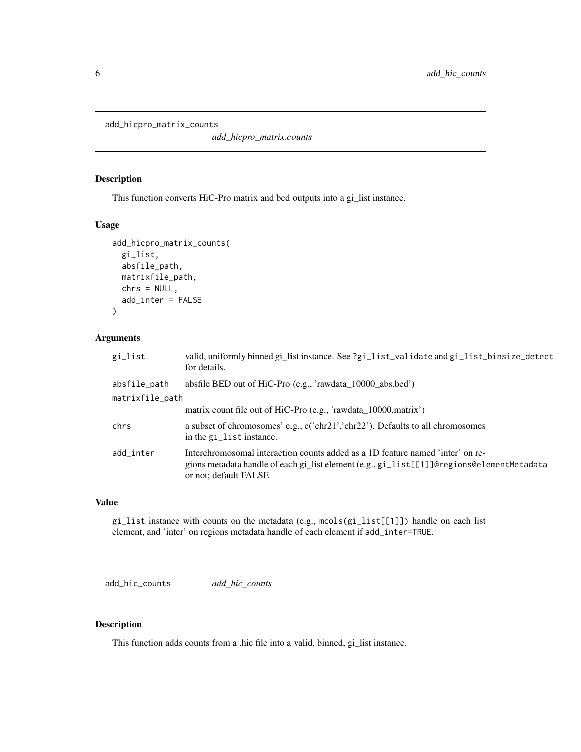## add_hicpro_matrix_counts

*add_hicpro_matrix.counts*

### Description

This function converts HiC-Pro matrix and bed outputs into a gi_list instance.

### Usage

```
add_hicpro_matrix_counts(
  gi_list,
  absfile_path,
  matrixfile_path,
  chrs = NULL,
  add_inter = FALSE
)
```

### Arguments

| | |
|---|---|
| gi_list | valid, uniformly binned gi_list instance. See ?gi_list_validate and gi_list_binsize_detect for details. |
| absfile_path | absfile BED out of HiC-Pro (e.g., 'rawdata_10000_abs.bed') |
| matrixfile_path | matrix count file out of HiC-Pro (e.g., 'rawdata_10000.matrix') |
| chrs | a subset of chromosomes' e.g., c('chr21','chr22'). Defaults to all chromosomes in the gi_list instance. |
| add_inter | Interchromosomal interaction counts added as a 1D feature named 'inter' on regions metadata handle of each gi_list element (e.g., gi_list[[1]]@regions@elementMetadata or not; default FALSE |

### Value

gi_list instance with counts on the metadata (e.g., mcols(gi_list[[1]]) handle on each list element, and 'inter' on regions metadata handle of each element if add_inter=TRUE.

## add_hic_counts

*add_hic_counts*

### Description

This function adds counts from a .hic file into a valid, binned, gi_list instance.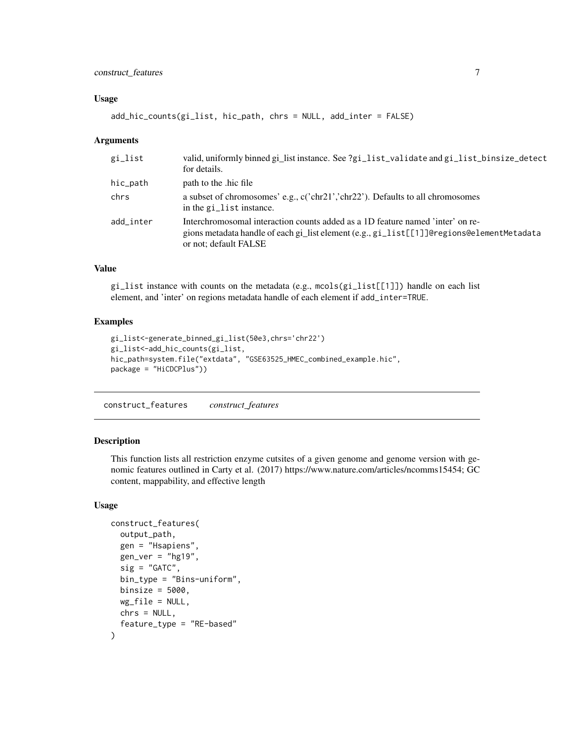### Usage

```
add_hic_counts(gi_list, hic_path, chrs = NULL, add_inter = FALSE)
```

### Arguments

| | |
|---|---|
| gi_list | valid, uniformly binned gi_list instance. See ?gi_list_validate and gi_list_binsize_detect for details. |
| hic_path | path to the .hic file |
| chrs | a subset of chromosomes' e.g., c('chr21','chr22'). Defaults to all chromosomes in the gi_list instance. |
| add_inter | Interchromosomal interaction counts added as a 1D feature named 'inter' on regions metadata handle of each gi_list element (e.g., gi_list[[1]]@regions@elementMetadata or not; default FALSE |

### Value

gi_list instance with counts on the metadata (e.g., mcols(gi_list[[1]]) handle on each list element, and 'inter' on regions metadata handle of each element if add_inter=TRUE.

### Examples

```
gi_list<-generate_binned_gi_list(50e3,chrs='chr22')
gi_list<-add_hic_counts(gi_list,
hic_path=system.file("extdata", "GSE63525_HMEC_combined_example.hic",
package = "HiCDCPlus"))
```

---

## construct_features    *construct_features*

---

### Description

This function lists all restriction enzyme cutsites of a given genome and genome version with genomic features outlined in Carty et al. (2017) https://www.nature.com/articles/ncomms15454; GC content, mappability, and effective length

### Usage

```
construct_features(
  output_path,
  gen = "Hsapiens",
  gen_ver = "hg19",
  sig = "GATC",
  bin_type = "Bins-uniform",
  binsize = 5000,
  wg_file = NULL,
  chrs = NULL,
  feature_type = "RE-based"
)
```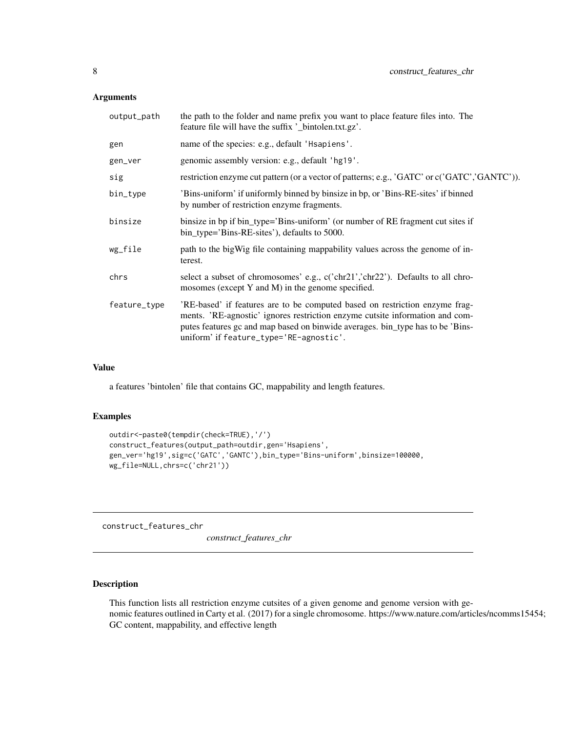### Arguments

| | |
|---|---|
| output_path | the path to the folder and name prefix you want to place feature files into. The feature file will have the suffix '_bintolen.txt.gz'. |
| gen | name of the species: e.g., default 'Hsapiens'. |
| gen_ver | genomic assembly version: e.g., default 'hg19'. |
| sig | restriction enzyme cut pattern (or a vector of patterns; e.g., 'GATC' or c('GATC','GANTC')). |
| bin_type | 'Bins-uniform' if uniformly binned by binsize in bp, or 'Bins-RE-sites' if binned by number of restriction enzyme fragments. |
| binsize | binsize in bp if bin_type='Bins-uniform' (or number of RE fragment cut sites if bin_type='Bins-RE-sites'), defaults to 5000. |
| wg_file | path to the bigWig file containing mappability values across the genome of interest. |
| chrs | select a subset of chromosomes' e.g., c('chr21','chr22'). Defaults to all chromosomes (except Y and M) in the genome specified. |
| feature_type | 'RE-based' if features are to be computed based on restriction enzyme fragments. 'RE-agnostic' ignores restriction enzyme cutsite information and computes features gc and map based on binwide averages. bin_type has to be 'Bins-uniform' if feature_type='RE-agnostic'. |

### Value

a features 'bintolen' file that contains GC, mappability and length features.

### Examples

```
outdir<-paste0(tempdir(check=TRUE),'/')
construct_features(output_path=outdir,gen='Hsapiens',
gen_ver='hg19',sig=c('GATC','GANTC'),bin_type='Bins-uniform',binsize=100000,
wg_file=NULL,chrs=c('chr21'))
```

---

## construct_features_chr

*construct_features_chr*

---

### Description

This function lists all restriction enzyme cutsites of a given genome and genome version with genomic features outlined in Carty et al. (2017) for a single chromosome. https://www.nature.com/articles/ncomms15454; GC content, mappability, and effective length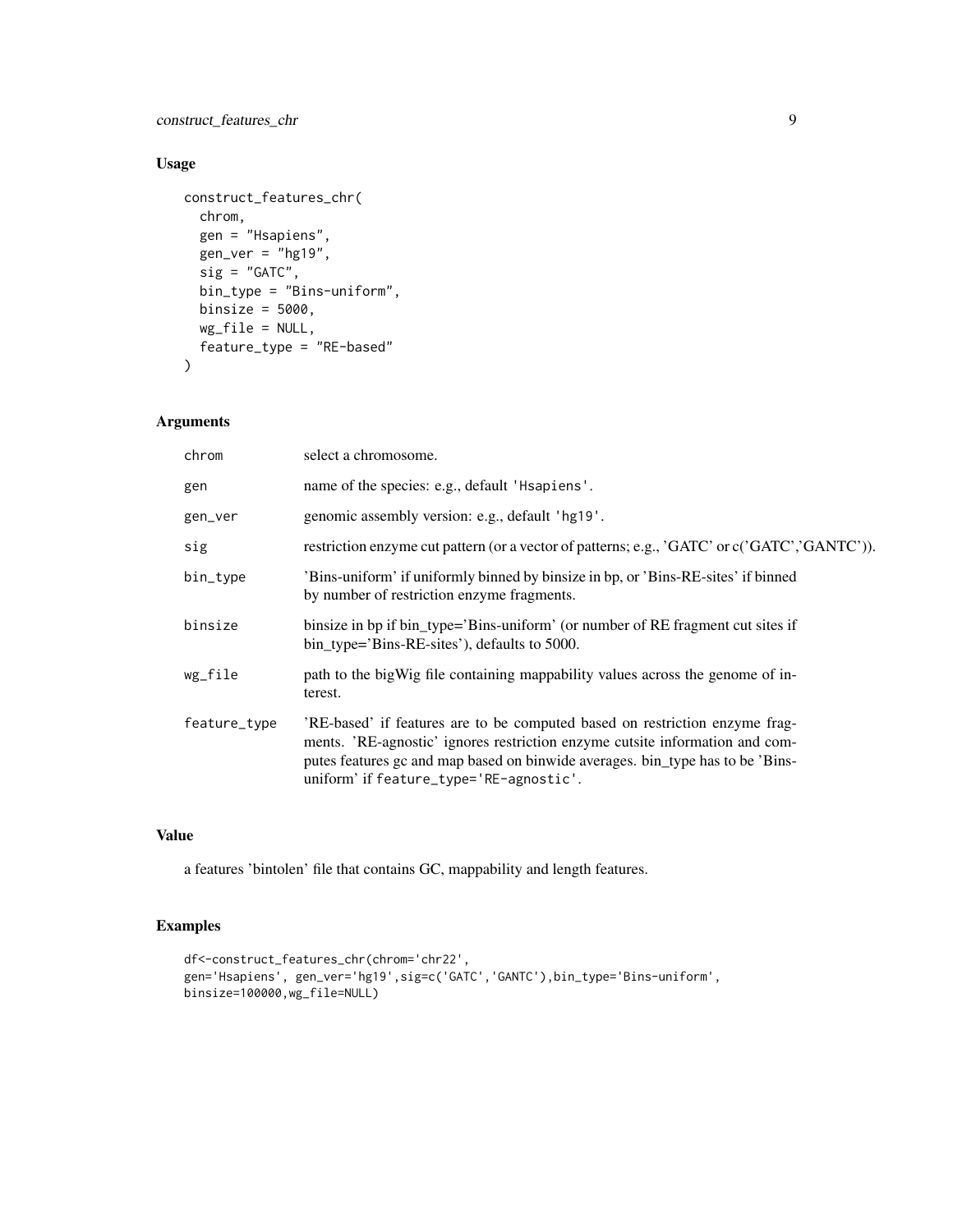## Usage

```
construct_features_chr(
  chrom,
  gen = "Hsapiens",
  gen_ver = "hg19",
  sig = "GATC",
  bin_type = "Bins-uniform",
  binsize = 5000,
  wg_file = NULL,
  feature_type = "RE-based"
)
```

## Arguments

| | |
|---|---|
| chrom | select a chromosome. |
| gen | name of the species: e.g., default 'Hsapiens'. |
| gen_ver | genomic assembly version: e.g., default 'hg19'. |
| sig | restriction enzyme cut pattern (or a vector of patterns; e.g., 'GATC' or c('GATC','GANTC')). |
| bin_type | 'Bins-uniform' if uniformly binned by binsize in bp, or 'Bins-RE-sites' if binned by number of restriction enzyme fragments. |
| binsize | binsize in bp if bin_type='Bins-uniform' (or number of RE fragment cut sites if bin_type='Bins-RE-sites'), defaults to 5000. |
| wg_file | path to the bigWig file containing mappability values across the genome of interest. |
| feature_type | 'RE-based' if features are to be computed based on restriction enzyme fragments. 'RE-agnostic' ignores restriction enzyme cutsite information and computes features gc and map based on binwide averages. bin_type has to be 'Bins-uniform' if `feature_type='RE-agnostic'`. |

## Value

a features 'bintolen' file that contains GC, mappability and length features.

## Examples

```
df<-construct_features_chr(chrom='chr22',
gen='Hsapiens', gen_ver='hg19',sig=c('GATC','GANTC'),bin_type='Bins-uniform',
binsize=100000,wg_file=NULL)
```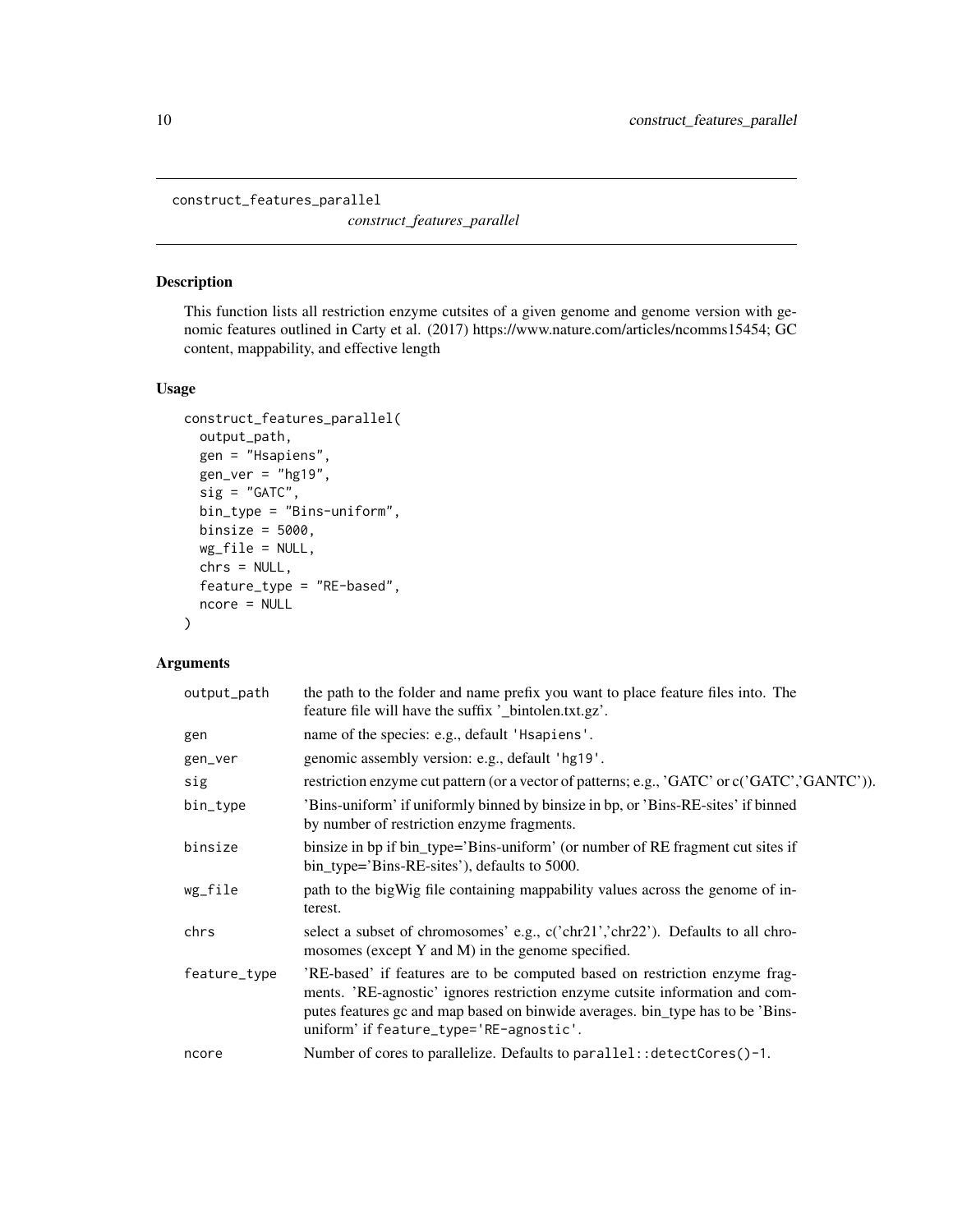construct_features_parallel

*construct_features_parallel*

## Description

This function lists all restriction enzyme cutsites of a given genome and genome version with genomic features outlined in Carty et al. (2017) https://www.nature.com/articles/ncomms15454; GC content, mappability, and effective length

## Usage

```
construct_features_parallel(
  output_path,
  gen = "Hsapiens",
  gen_ver = "hg19",
  sig = "GATC",
  bin_type = "Bins-uniform",
  binsize = 5000,
  wg_file = NULL,
  chrs = NULL,
  feature_type = "RE-based",
  ncore = NULL
)
```

## Arguments

| | |
|---|---|
| output_path | the path to the folder and name prefix you want to place feature files into. The feature file will have the suffix '_bintolen.txt.gz'. |
| gen | name of the species: e.g., default 'Hsapiens'. |
| gen_ver | genomic assembly version: e.g., default 'hg19'. |
| sig | restriction enzyme cut pattern (or a vector of patterns; e.g., 'GATC' or c('GATC','GANTC')). |
| bin_type | 'Bins-uniform' if uniformly binned by binsize in bp, or 'Bins-RE-sites' if binned by number of restriction enzyme fragments. |
| binsize | binsize in bp if bin_type='Bins-uniform' (or number of RE fragment cut sites if bin_type='Bins-RE-sites'), defaults to 5000. |
| wg_file | path to the bigWig file containing mappability values across the genome of interest. |
| chrs | select a subset of chromosomes' e.g., c('chr21','chr22'). Defaults to all chromosomes (except Y and M) in the genome specified. |
| feature_type | 'RE-based' if features are to be computed based on restriction enzyme fragments. 'RE-agnostic' ignores restriction enzyme cutsite information and computes features gc and map based on binwide averages. bin_type has to be 'Bins-uniform' if feature_type='RE-agnostic'. |
| ncore | Number of cores to parallelize. Defaults to parallel::detectCores()-1. |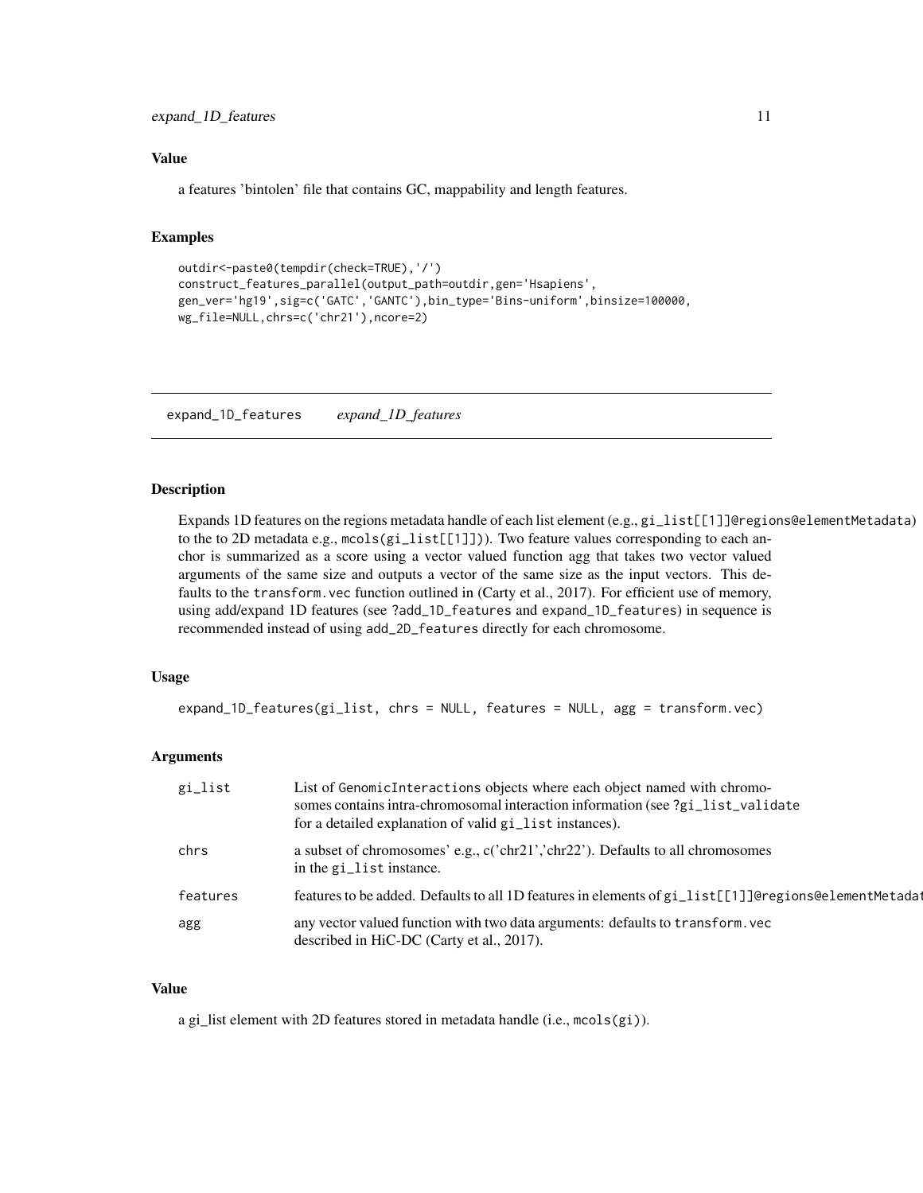### Value

a features 'bintolen' file that contains GC, mappability and length features.

### Examples

```
outdir<-paste0(tempdir(check=TRUE),'/')
construct_features_parallel(output_path=outdir,gen='Hsapiens',
gen_ver='hg19',sig=c('GATC','GANTC'),bin_type='Bins-uniform',binsize=100000,
wg_file=NULL,chrs=c('chr21'),ncore=2)
```

---

## expand_1D_features *expand_1D_features*

---

### Description

Expands 1D features on the regions metadata handle of each list element (e.g., `gi_list[[1]]@regions@elementMetadata`) to the to 2D metadata e.g., `mcols(gi_list[[1]])`). Two feature values corresponding to each anchor is summarized as a score using a vector valued function agg that takes two vector valued arguments of the same size and outputs a vector of the same size as the input vectors. This defaults to the `transform.vec` function outlined in (Carty et al., 2017). For efficient use of memory, using add/expand 1D features (see ?add_1D_features and `expand_1D_features`) in sequence is recommended instead of using `add_2D_features` directly for each chromosome.

### Usage

```
expand_1D_features(gi_list, chrs = NULL, features = NULL, agg = transform.vec)
```

### Arguments

| | |
|---|---|
| `gi_list` | List of `GenomicInteractions` objects where each object named with chromosomes contains intra-chromosomal interaction information (see `?gi_list_validate` for a detailed explanation of valid `gi_list` instances). |
| `chrs` | a subset of chromosomes' e.g., c('chr21','chr22'). Defaults to all chromosomes in the `gi_list` instance. |
| `features` | features to be added. Defaults to all 1D features in elements of `gi_list[[1]]@regions@elementMetadat` |
| `agg` | any vector valued function with two data arguments: defaults to `transform.vec` described in HiC-DC (Carty et al., 2017). |

### Value

a gi_list element with 2D features stored in metadata handle (i.e., `mcols(gi)`).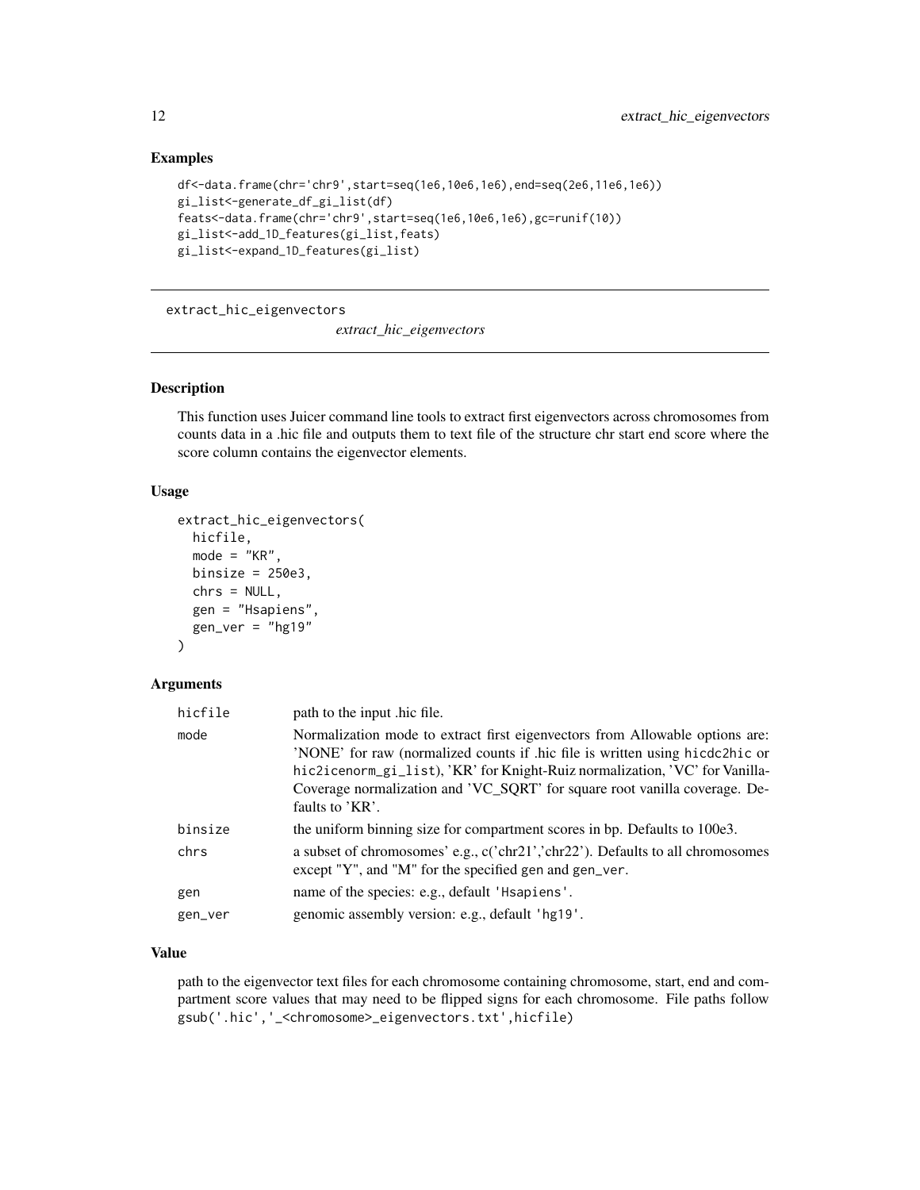### Examples

```
df<-data.frame(chr='chr9',start=seq(1e6,10e6,1e6),end=seq(2e6,11e6,1e6))
gi_list<-generate_df_gi_list(df)
feats<-data.frame(chr='chr9',start=seq(1e6,10e6,1e6),gc=runif(10))
gi_list<-add_1D_features(gi_list,feats)
gi_list<-expand_1D_features(gi_list)
```

---

## extract_hic_eigenvectors

*extract_hic_eigenvectors*

---

### Description

This function uses Juicer command line tools to extract first eigenvectors across chromosomes from counts data in a .hic file and outputs them to text file of the structure chr start end score where the score column contains the eigenvector elements.

### Usage

```
extract_hic_eigenvectors(
  hicfile,
  mode = "KR",
  binsize = 250e3,
  chrs = NULL,
  gen = "Hsapiens",
  gen_ver = "hg19"
)
```

### Arguments

| | |
|---|---|
| hicfile | path to the input .hic file. |
| mode | Normalization mode to extract first eigenvectors from Allowable options are: 'NONE' for raw (normalized counts if .hic file is written using `hicdc2hic` or `hic2icenorm_gi_list`), 'KR' for Knight-Ruiz normalization, 'VC' for Vanilla-Coverage normalization and 'VC_SQRT' for square root vanilla coverage. Defaults to 'KR'. |
| binsize | the uniform binning size for compartment scores in bp. Defaults to 100e3. |
| chrs | a subset of chromosomes' e.g., c('chr21','chr22'). Defaults to all chromosomes except "Y", and "M" for the specified gen and gen_ver. |
| gen | name of the species: e.g., default 'Hsapiens'. |
| gen_ver | genomic assembly version: e.g., default 'hg19'. |

### Value

path to the eigenvector text files for each chromosome containing chromosome, start, end and compartment score values that may need to be flipped signs for each chromosome. File paths follow `gsub('.hic','_<chromosome>_eigenvectors.txt',hicfile)`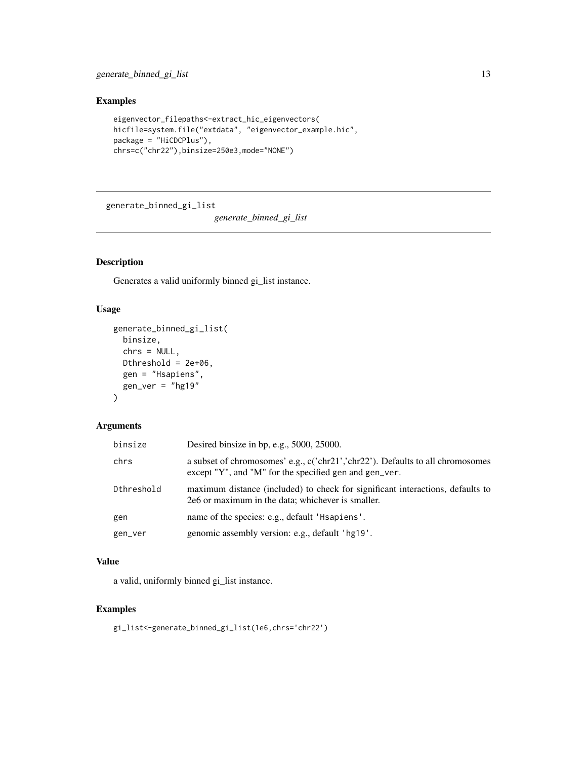## Examples

```
eigenvector_filepaths<-extract_hic_eigenvectors(
hicfile=system.file("extdata", "eigenvector_example.hic",
package = "HiCDCPlus"),
chrs=c("chr22"),binsize=250e3,mode="NONE")
```

---

# generate_binned_gi_list *generate_binned_gi_list*

---

## Description

Generates a valid uniformly binned gi_list instance.

## Usage

```
generate_binned_gi_list(
  binsize,
  chrs = NULL,
  Dthreshold = 2e+06,
  gen = "Hsapiens",
  gen_ver = "hg19"
)
```

## Arguments

| | |
|---|---|
| binsize | Desired binsize in bp, e.g., 5000, 25000. |
| chrs | a subset of chromosomes' e.g., c('chr21','chr22'). Defaults to all chromosomes except "Y", and "M" for the specified gen and gen_ver. |
| Dthreshold | maximum distance (included) to check for significant interactions, defaults to 2e6 or maximum in the data; whichever is smaller. |
| gen | name of the species: e.g., default 'Hsapiens'. |
| gen_ver | genomic assembly version: e.g., default 'hg19'. |

## Value

a valid, uniformly binned gi_list instance.

## Examples

```
gi_list<-generate_binned_gi_list(1e6,chrs='chr22')
```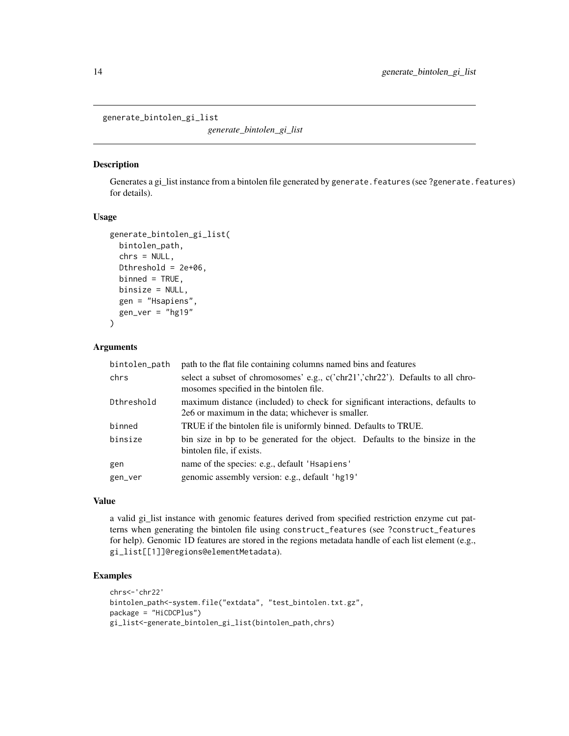## generate_bintolen_gi_list

*generate_bintolen_gi_list*

### Description

Generates a gi_list instance from a bintolen file generated by `generate.features` (see `?generate.features`) for details).

### Usage

```
generate_bintolen_gi_list(
  bintolen_path,
  chrs = NULL,
  Dthreshold = 2e+06,
  binned = TRUE,
  binsize = NULL,
  gen = "Hsapiens",
  gen_ver = "hg19"
)
```

### Arguments

| | |
|---|---|
| `bintolen_path` | path to the flat file containing columns named bins and features |
| `chrs` | select a subset of chromosomes' e.g., c('chr21','chr22'). Defaults to all chromosomes specified in the bintolen file. |
| `Dthreshold` | maximum distance (included) to check for significant interactions, defaults to 2e6 or maximum in the data; whichever is smaller. |
| `binned` | TRUE if the bintolen file is uniformly binned. Defaults to TRUE. |
| `binsize` | bin size in bp to be generated for the object. Defaults to the binsize in the bintolen file, if exists. |
| `gen` | name of the species: e.g., default `'Hsapiens'` |
| `gen_ver` | genomic assembly version: e.g., default `'hg19'` |

### Value

a valid gi_list instance with genomic features derived from specified restriction enzyme cut patterns when generating the bintolen file using `construct_features` (see `?construct_features` for help). Genomic 1D features are stored in the regions metadata handle of each list element (e.g., `gi_list[[1]]@regions@elementMetadata`).

### Examples

```
chrs<-'chr22'
bintolen_path<-system.file("extdata", "test_bintolen.txt.gz",
package = "HiCDCPlus")
gi_list<-generate_bintolen_gi_list(bintolen_path,chrs)
```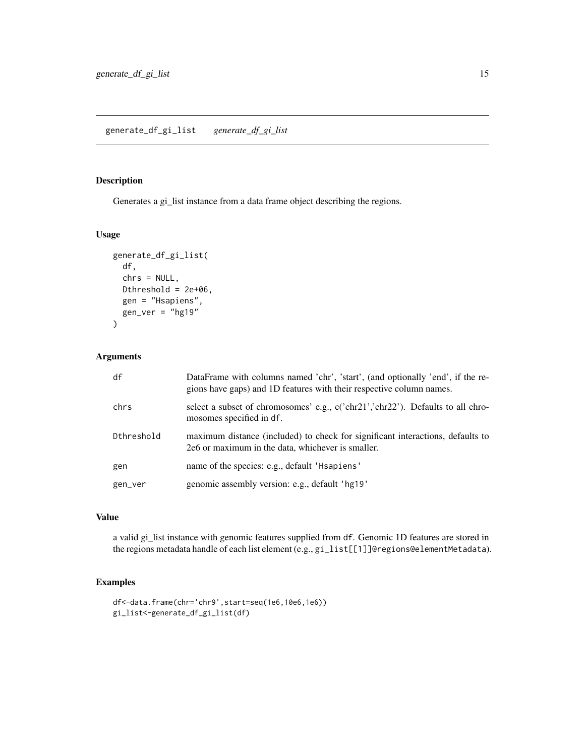# generate_df_gi_list *generate_df_gi_list*

## Description

Generates a gi_list instance from a data frame object describing the regions.

## Usage

```
generate_df_gi_list(
  df,
  chrs = NULL,
  Dthreshold = 2e+06,
  gen = "Hsapiens",
  gen_ver = "hg19"
)
```

## Arguments

| | |
|---|---|
| df | DataFrame with columns named 'chr', 'start', (and optionally 'end', if the regions have gaps) and 1D features with their respective column names. |
| chrs | select a subset of chromosomes' e.g., c('chr21','chr22'). Defaults to all chromosomes specified in `df`. |
| Dthreshold | maximum distance (included) to check for significant interactions, defaults to 2e6 or maximum in the data, whichever is smaller. |
| gen | name of the species: e.g., default `'Hsapiens'` |
| gen_ver | genomic assembly version: e.g., default `'hg19'` |

## Value

a valid gi_list instance with genomic features supplied from `df`. Genomic 1D features are stored in the regions metadata handle of each list element (e.g., `gi_list[[1]]@regions@elementMetadata`).

## Examples

```
df<-data.frame(chr='chr9',start=seq(1e6,10e6,1e6))
gi_list<-generate_df_gi_list(df)
```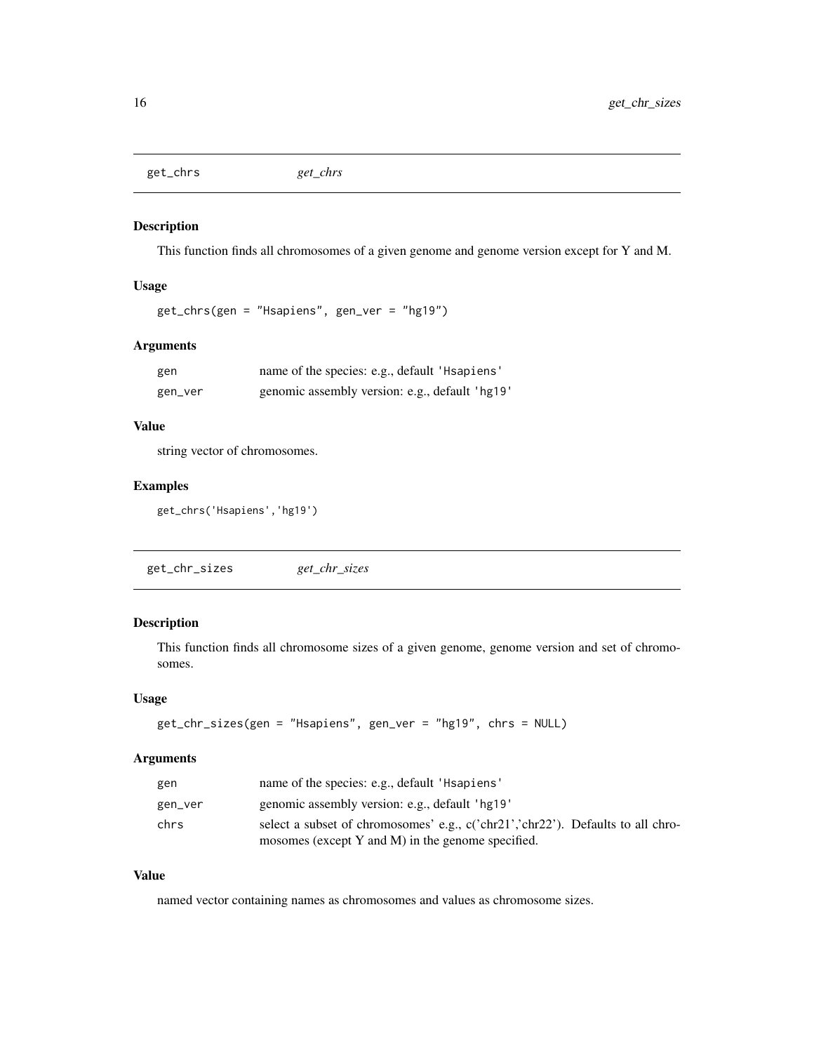## get_chrs *get_chrs*

### Description

This function finds all chromosomes of a given genome and genome version except for Y and M.

### Usage

```
get_chrs(gen = "Hsapiens", gen_ver = "hg19")
```

### Arguments

| | |
|---|---|
| gen | name of the species: e.g., default 'Hsapiens' |
| gen_ver | genomic assembly version: e.g., default 'hg19' |

### Value

string vector of chromosomes.

### Examples

```
get_chrs('Hsapiens','hg19')
```

## get_chr_sizes *get_chr_sizes*

### Description

This function finds all chromosome sizes of a given genome, genome version and set of chromosomes.

### Usage

```
get_chr_sizes(gen = "Hsapiens", gen_ver = "hg19", chrs = NULL)
```

### Arguments

| | |
|---|---|
| gen | name of the species: e.g., default 'Hsapiens' |
| gen_ver | genomic assembly version: e.g., default 'hg19' |
| chrs | select a subset of chromosomes' e.g., c('chr21','chr22'). Defaults to all chromosomes (except Y and M) in the genome specified. |

### Value

named vector containing names as chromosomes and values as chromosome sizes.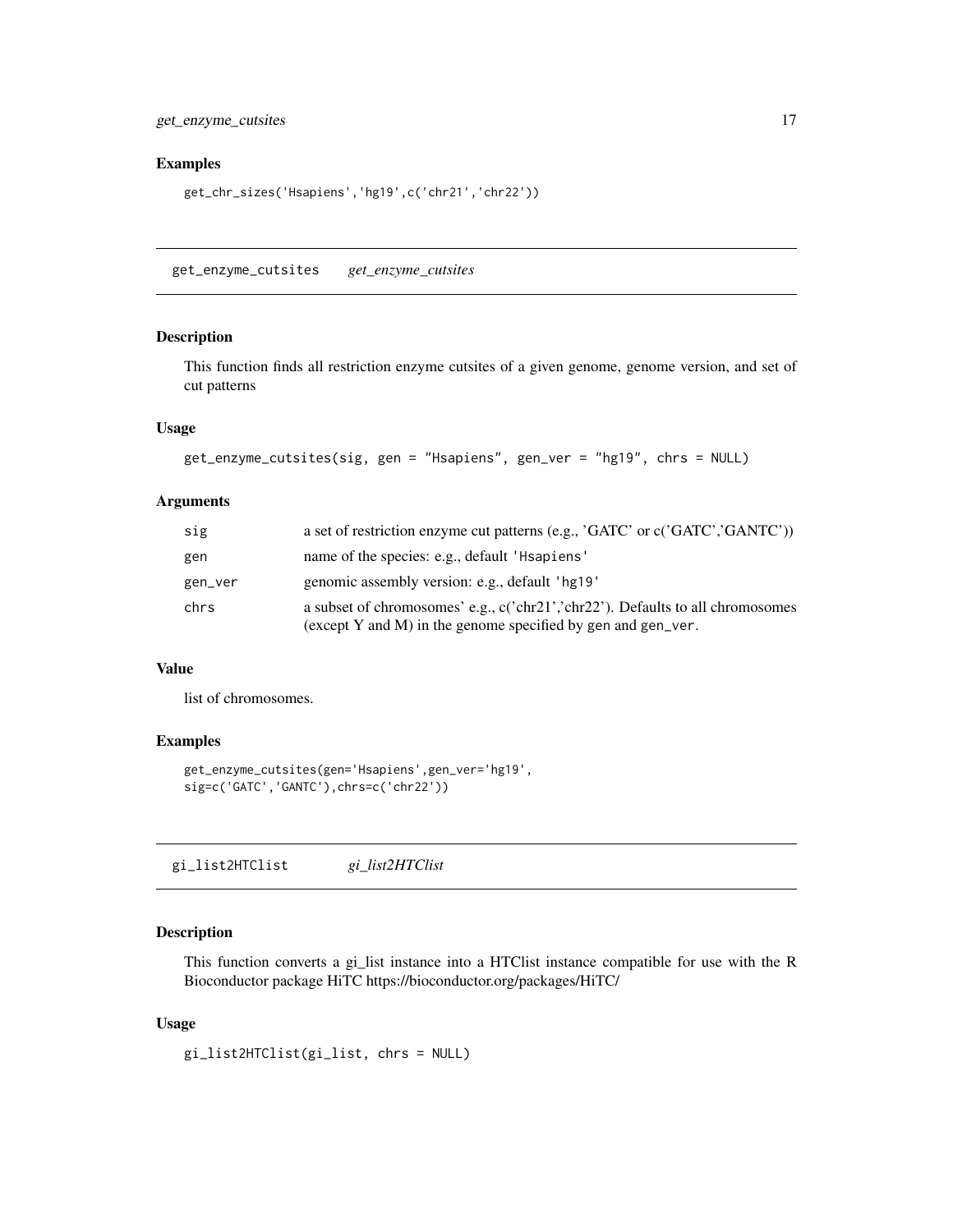### Examples

```
get_chr_sizes('Hsapiens','hg19',c('chr21','chr22'))
```

---

## get_enzyme_cutsites *get_enzyme_cutsites*

### Description

This function finds all restriction enzyme cutsites of a given genome, genome version, and set of cut patterns

### Usage

```
get_enzyme_cutsites(sig, gen = "Hsapiens", gen_ver = "hg19", chrs = NULL)
```

### Arguments

| | |
|---|---|
| sig | a set of restriction enzyme cut patterns (e.g., 'GATC' or c('GATC','GANTC')) |
| gen | name of the species: e.g., default 'Hsapiens' |
| gen_ver | genomic assembly version: e.g., default 'hg19' |
| chrs | a subset of chromosomes' e.g., c('chr21','chr22'). Defaults to all chromosomes (except Y and M) in the genome specified by gen and gen_ver. |

### Value

list of chromosomes.

### Examples

```
get_enzyme_cutsites(gen='Hsapiens',gen_ver='hg19',
sig=c('GATC','GANTC'),chrs=c('chr22'))
```

---

## gi_list2HTClist *gi_list2HTClist*

### Description

This function converts a gi_list instance into a HTClist instance compatible for use with the R Bioconductor package HiTC https://bioconductor.org/packages/HiTC/

### Usage

```
gi_list2HTClist(gi_list, chrs = NULL)
```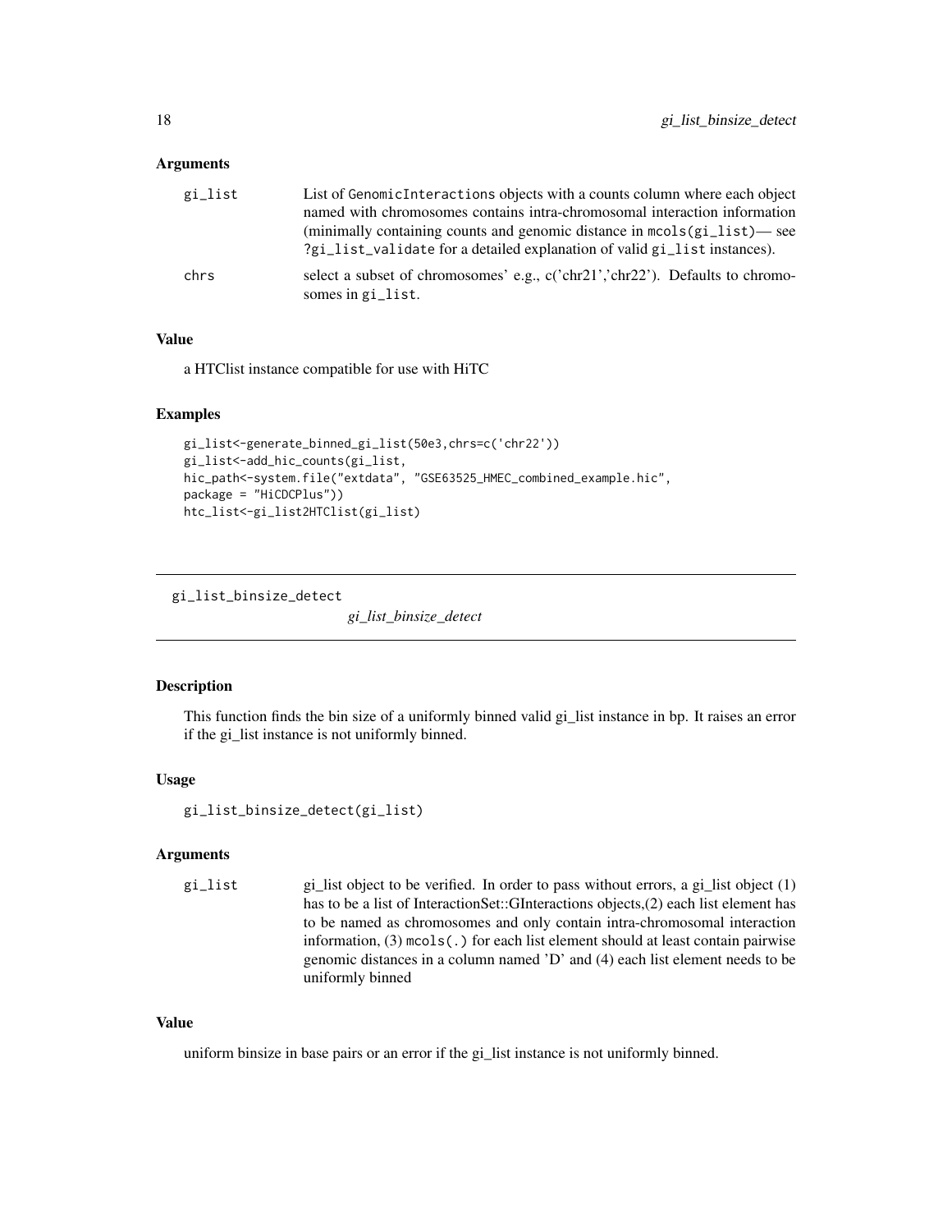### Arguments

| | |
|---|---|
| gi_list | List of `GenomicInteractions` objects with a counts column where each object named with chromosomes contains intra-chromosomal interaction information (minimally containing counts and genomic distance in `mcols(gi_list)`— see `?gi_list_validate` for a detailed explanation of valid `gi_list` instances). |
| chrs | select a subset of chromosomes' e.g., c('chr21','chr22'). Defaults to chromosomes in `gi_list`. |

### Value

a HTClist instance compatible for use with HiTC

### Examples

```
gi_list<-generate_binned_gi_list(50e3,chrs=c('chr22'))
gi_list<-add_hic_counts(gi_list,
hic_path<-system.file("extdata", "GSE63525_HMEC_combined_example.hic",
package = "HiCDCPlus"))
htc_list<-gi_list2HTClist(gi_list)
```

---

## gi_list_binsize_detect

*gi_list_binsize_detect*

### Description

This function finds the bin size of a uniformly binned valid gi_list instance in bp. It raises an error if the gi_list instance is not uniformly binned.

### Usage

```
gi_list_binsize_detect(gi_list)
```

### Arguments

| | |
|---|---|
| gi_list | gi_list object to be verified. In order to pass without errors, a gi_list object (1) has to be a list of InteractionSet::GInteractions objects,(2) each list element has to be named as chromosomes and only contain intra-chromosomal interaction information, (3) `mcols(.)` for each list element should at least contain pairwise genomic distances in a column named 'D' and (4) each list element needs to be uniformly binned |

### Value

uniform binsize in base pairs or an error if the gi_list instance is not uniformly binned.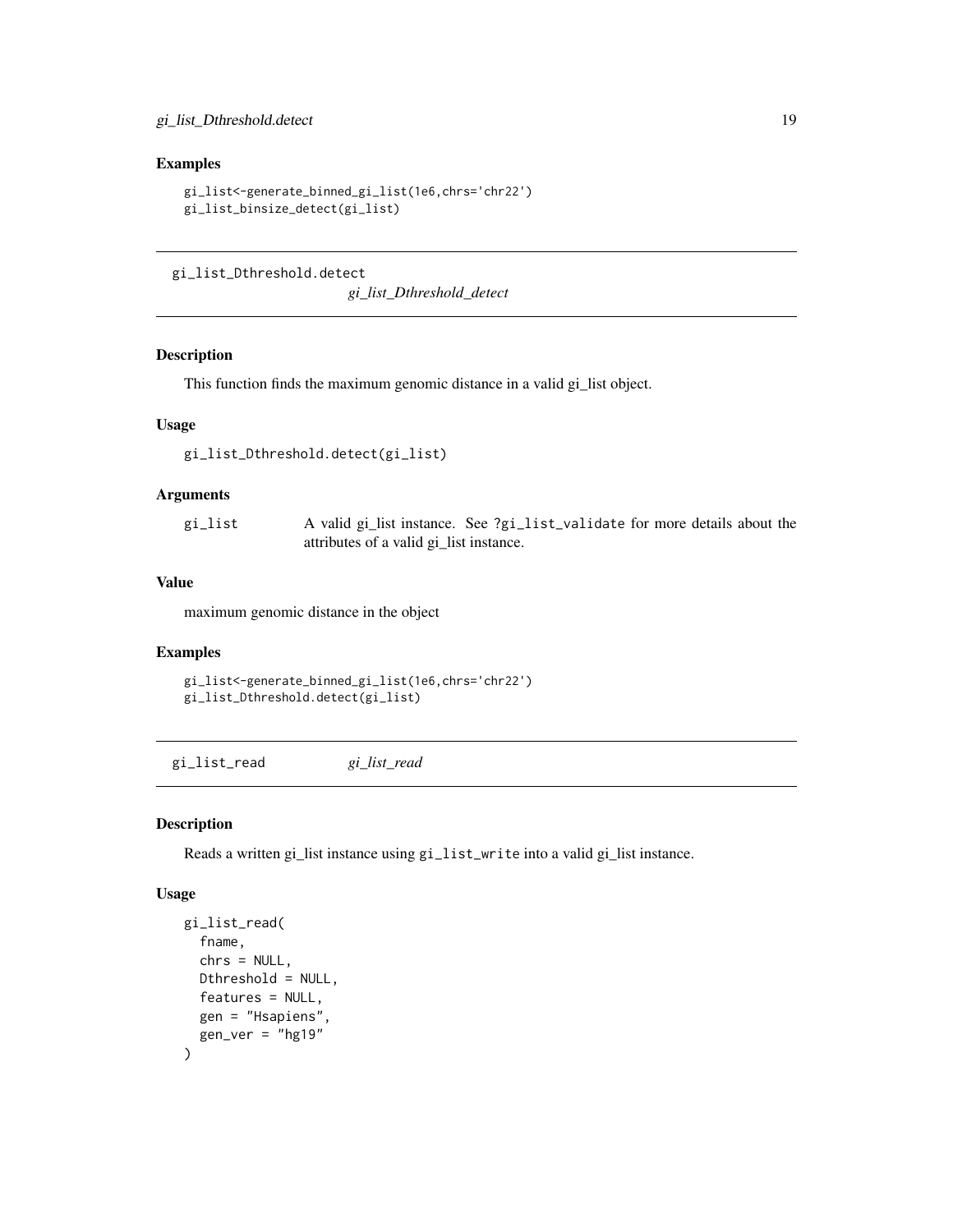### Examples

```
gi_list<-generate_binned_gi_list(1e6,chrs='chr22')
gi_list_binsize_detect(gi_list)
```

---

## gi_list_Dthreshold.detect

*gi_list_Dthreshold_detect*

---

### Description

This function finds the maximum genomic distance in a valid gi_list object.

### Usage

```
gi_list_Dthreshold.detect(gi_list)
```

### Arguments

| | |
|---|---|
| gi_list | A valid gi_list instance. See `?gi_list_validate` for more details about the attributes of a valid gi_list instance. |

### Value

maximum genomic distance in the object

### Examples

```
gi_list<-generate_binned_gi_list(1e6,chrs='chr22')
gi_list_Dthreshold.detect(gi_list)
```

---

## gi_list_read

*gi_list_read*

---

### Description

Reads a written gi_list instance using `gi_list_write` into a valid gi_list instance.

### Usage

```
gi_list_read(
  fname,
  chrs = NULL,
  Dthreshold = NULL,
  features = NULL,
  gen = "Hsapiens",
  gen_ver = "hg19"
)
```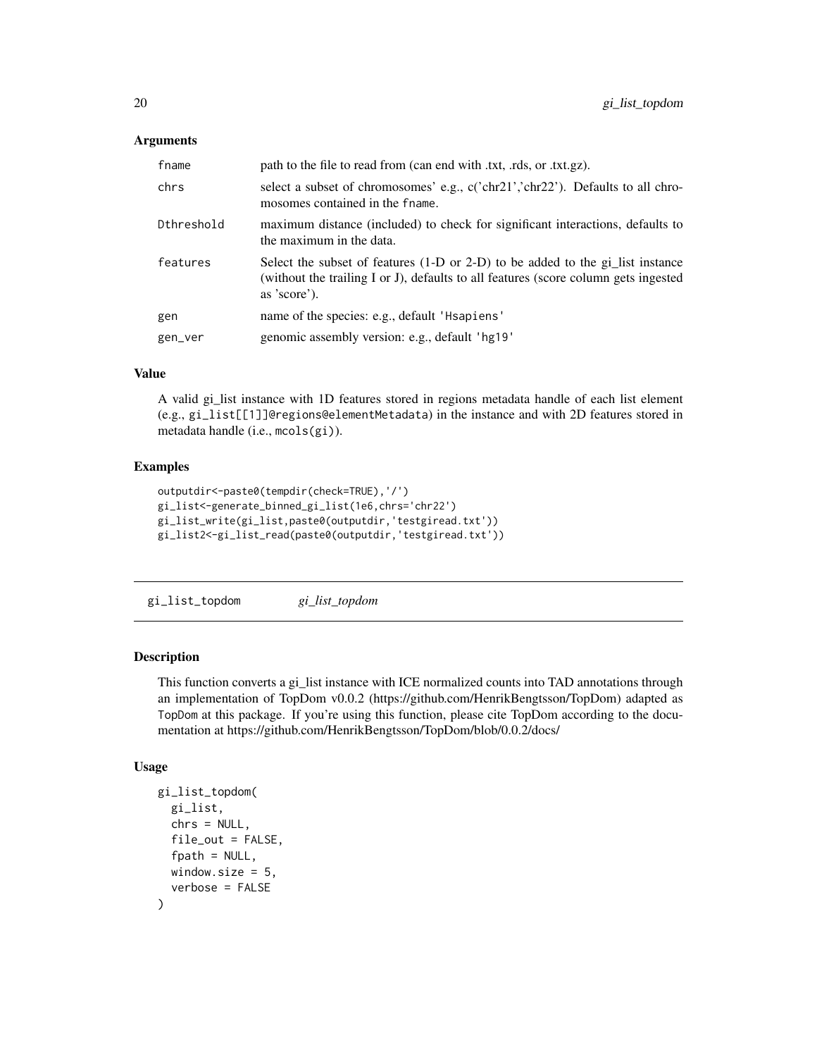### Arguments

| | |
|---|---|
| `fname` | path to the file to read from (can end with .txt, .rds, or .txt.gz). |
| `chrs` | select a subset of chromosomes' e.g., c('chr21','chr22'). Defaults to all chromosomes contained in the `fname`. |
| `Dthreshold` | maximum distance (included) to check for significant interactions, defaults to the maximum in the data. |
| `features` | Select the subset of features (1-D or 2-D) to be added to the gi_list instance (without the trailing I or J), defaults to all features (score column gets ingested as 'score'). |
| `gen` | name of the species: e.g., default `'Hsapiens'` |
| `gen_ver` | genomic assembly version: e.g., default `'hg19'` |

### Value

A valid gi_list instance with 1D features stored in regions metadata handle of each list element (e.g., `gi_list[[1]]@regions@elementMetadata`) in the instance and with 2D features stored in metadata handle (i.e., `mcols(gi)`).

### Examples

```
outputdir<-paste0(tempdir(check=TRUE),'/')
gi_list<-generate_binned_gi_list(1e6,chrs='chr22')
gi_list_write(gi_list,paste0(outputdir,'testgiread.txt'))
gi_list2<-gi_list_read(paste0(outputdir,'testgiread.txt'))
```

---

## gi_list_topdom    *gi_list_topdom*

### Description

This function converts a gi_list instance with ICE normalized counts into TAD annotations through an implementation of TopDom v0.0.2 (https://github.com/HenrikBengtsson/TopDom) adapted as `TopDom` at this package. If you're using this function, please cite TopDom according to the documentation at https://github.com/HenrikBengtsson/TopDom/blob/0.0.2/docs/

### Usage

```
gi_list_topdom(
  gi_list,
  chrs = NULL,
  file_out = FALSE,
  fpath = NULL,
  window.size = 5,
  verbose = FALSE
)
```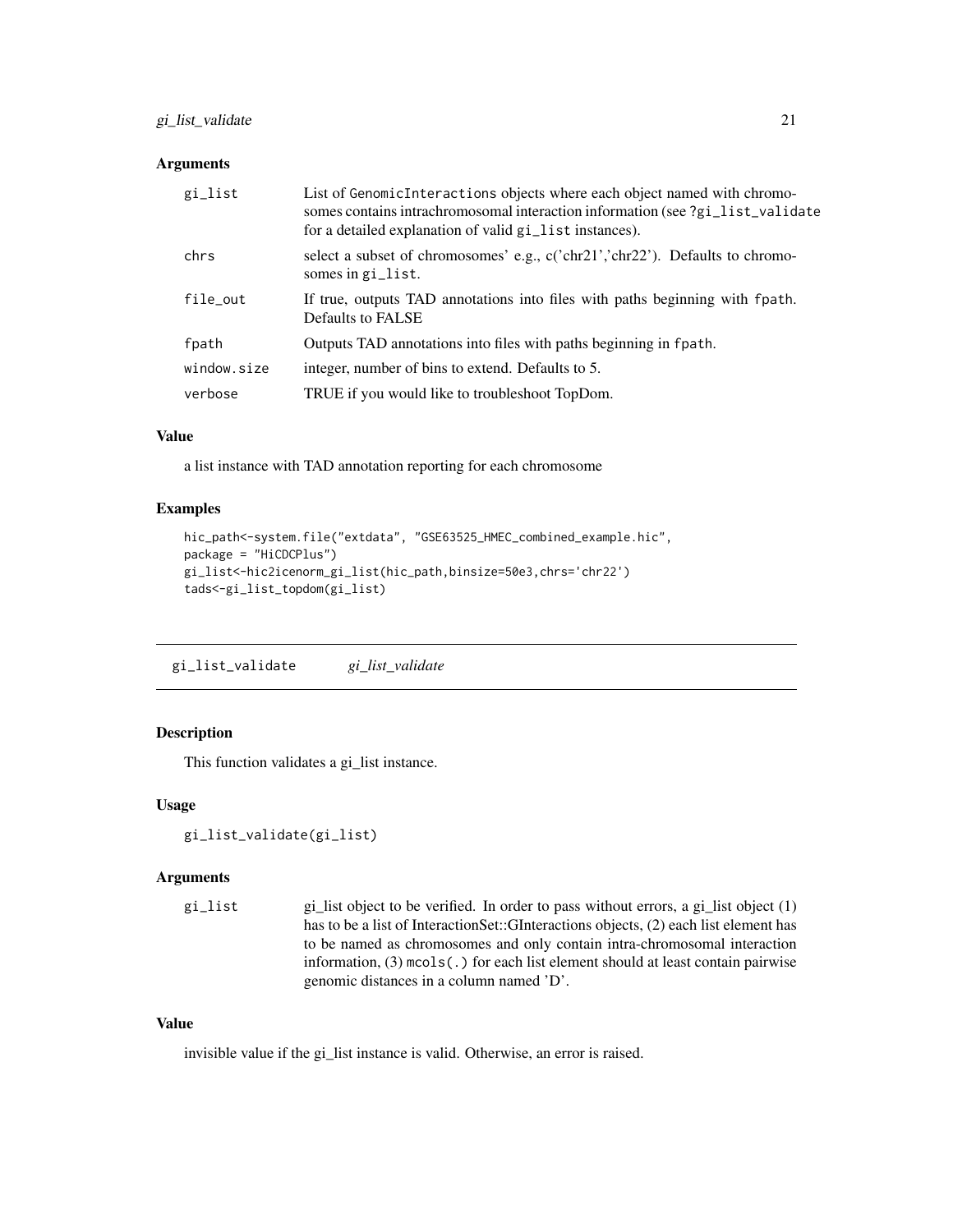### Arguments

| | |
|---|---|
| `gi_list` | List of `GenomicInteractions` objects where each object named with chromosomes contains intrachromosomal interaction information (see `?gi_list_validate` for a detailed explanation of valid `gi_list` instances). |
| `chrs` | select a subset of chromosomes' e.g., c('chr21','chr22'). Defaults to chromosomes in `gi_list`. |
| `file_out` | If true, outputs TAD annotations into files with paths beginning with `fpath`. Defaults to FALSE |
| `fpath` | Outputs TAD annotations into files with paths beginning in `fpath`. |
| `window.size` | integer, number of bins to extend. Defaults to 5. |
| `verbose` | TRUE if you would like to troubleshoot TopDom. |

### Value

a list instance with TAD annotation reporting for each chromosome

### Examples

```
hic_path<-system.file("extdata", "GSE63525_HMEC_combined_example.hic",
package = "HiCDCPlus")
gi_list<-hic2icenorm_gi_list(hic_path,binsize=50e3,chrs='chr22')
tads<-gi_list_topdom(gi_list)
```

---

## `gi_list_validate` *gi_list_validate*

---

### Description

This function validates a gi_list instance.

### Usage

```
gi_list_validate(gi_list)
```

### Arguments

| | |
|---|---|
| `gi_list` | gi_list object to be verified. In order to pass without errors, a gi_list object (1) has to be a list of InteractionSet::GInteractions objects, (2) each list element has to be named as chromosomes and only contain intra-chromosomal interaction information, (3) `mcols(.)` for each list element should at least contain pairwise genomic distances in a column named 'D'. |

### Value

invisible value if the gi_list instance is valid. Otherwise, an error is raised.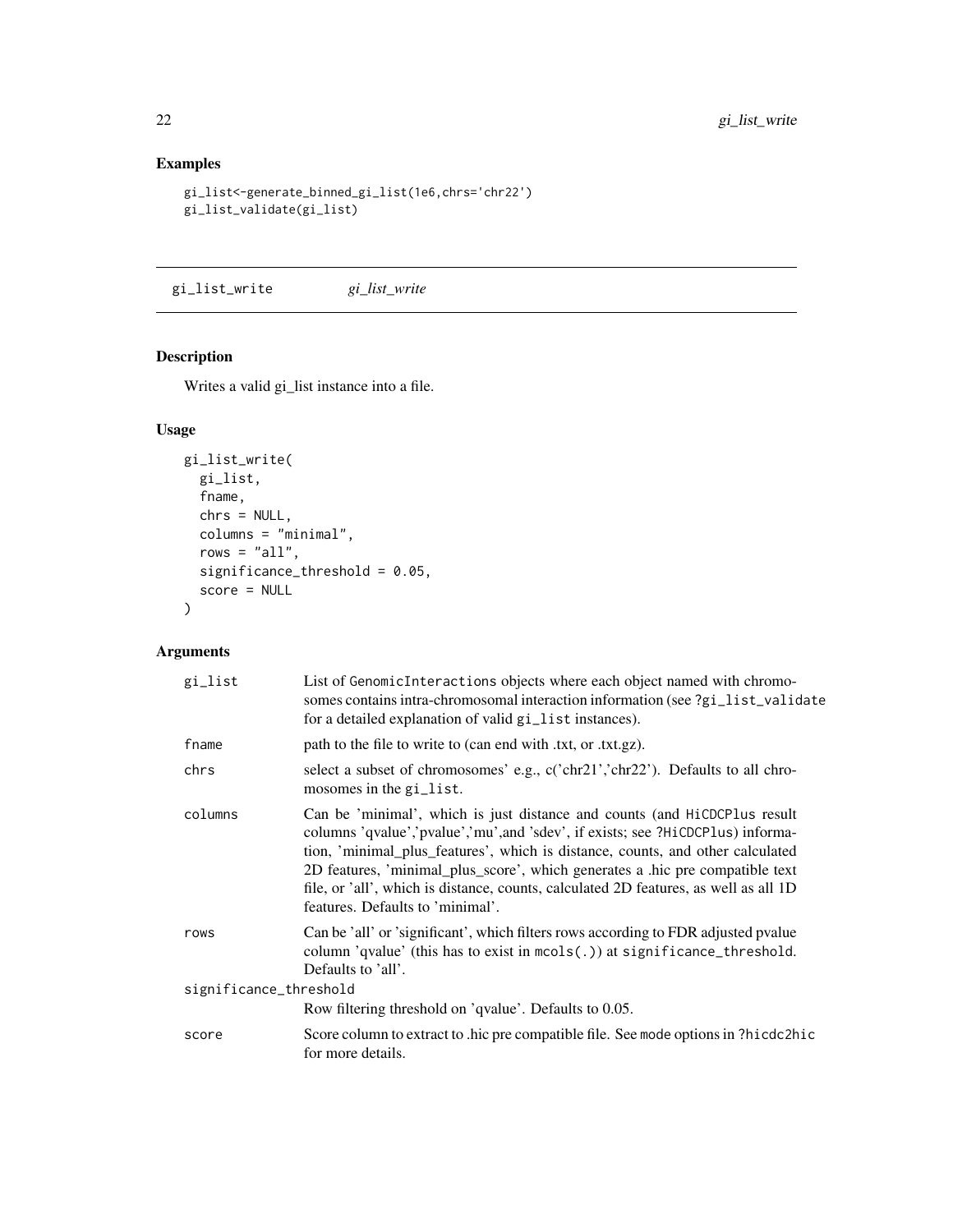## Examples

```
gi_list<-generate_binned_gi_list(1e6,chrs='chr22')
gi_list_validate(gi_list)
```

---

# gi_list_write *gi_list_write*

---

## Description

Writes a valid gi_list instance into a file.

## Usage

```
gi_list_write(
  gi_list,
  fname,
  chrs = NULL,
  columns = "minimal",
  rows = "all",
  significance_threshold = 0.05,
  score = NULL
)
```

## Arguments

| | |
|---|---|
| gi_list | List of GenomicInteractions objects where each object named with chromosomes contains intra-chromosomal interaction information (see ?gi_list_validate for a detailed explanation of valid gi_list instances). |
| fname | path to the file to write to (can end with .txt, or .txt.gz). |
| chrs | select a subset of chromosomes' e.g., c('chr21','chr22'). Defaults to all chromosomes in the gi_list. |
| columns | Can be 'minimal', which is just distance and counts (and HiCDCPlus result columns 'qvalue','pvalue','mu',and 'sdev', if exists; see ?HiCDCPlus) information, 'minimal_plus_features', which is distance, counts, and other calculated 2D features, 'minimal_plus_score', which generates a .hic pre compatible text file, or 'all', which is distance, counts, calculated 2D features, as well as all 1D features. Defaults to 'minimal'. |
| rows | Can be 'all' or 'significant', which filters rows according to FDR adjusted pvalue column 'qvalue' (this has to exist in mcols(.)) at significance_threshold. Defaults to 'all'. |
| significance_threshold | Row filtering threshold on 'qvalue'. Defaults to 0.05. |
| score | Score column to extract to .hic pre compatible file. See mode options in ?hicdc2hic for more details. |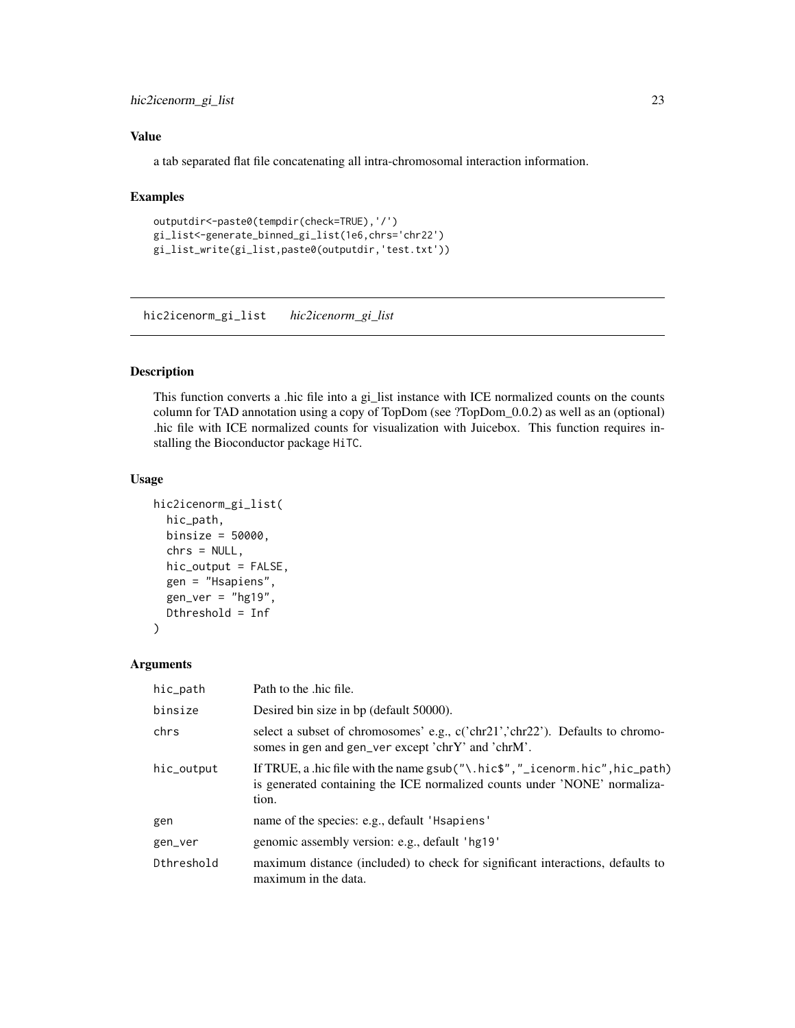### Value

a tab separated flat file concatenating all intra-chromosomal interaction information.

### Examples

```
outputdir<-paste0(tempdir(check=TRUE),'/')
gi_list<-generate_binned_gi_list(1e6,chrs='chr22')
gi_list_write(gi_list,paste0(outputdir,'test.txt'))
```

---

## hic2icenorm_gi_list    *hic2icenorm_gi_list*

---

### Description

This function converts a .hic file into a gi_list instance with ICE normalized counts on the counts column for TAD annotation using a copy of TopDom (see ?TopDom_0.0.2) as well as an (optional) .hic file with ICE normalized counts for visualization with Juicebox. This function requires installing the Bioconductor package `HiTC`.

### Usage

```
hic2icenorm_gi_list(
  hic_path,
  binsize = 50000,
  chrs = NULL,
  hic_output = FALSE,
  gen = "Hsapiens",
  gen_ver = "hg19",
  Dthreshold = Inf
)
```

### Arguments

| | |
|---|---|
| `hic_path` | Path to the .hic file. |
| `binsize` | Desired bin size in bp (default 50000). |
| `chrs` | select a subset of chromosomes' e.g., c('chr21','chr22'). Defaults to chromosomes in `gen` and `gen_ver` except 'chrY' and 'chrM'. |
| `hic_output` | If TRUE, a .hic file with the name `gsub("\.hic$","_icenorm.hic",hic_path)` is generated containing the ICE normalized counts under 'NONE' normalization. |
| `gen` | name of the species: e.g., default `'Hsapiens'` |
| `gen_ver` | genomic assembly version: e.g., default `'hg19'` |
| `Dthreshold` | maximum distance (included) to check for significant interactions, defaults to maximum in the data. |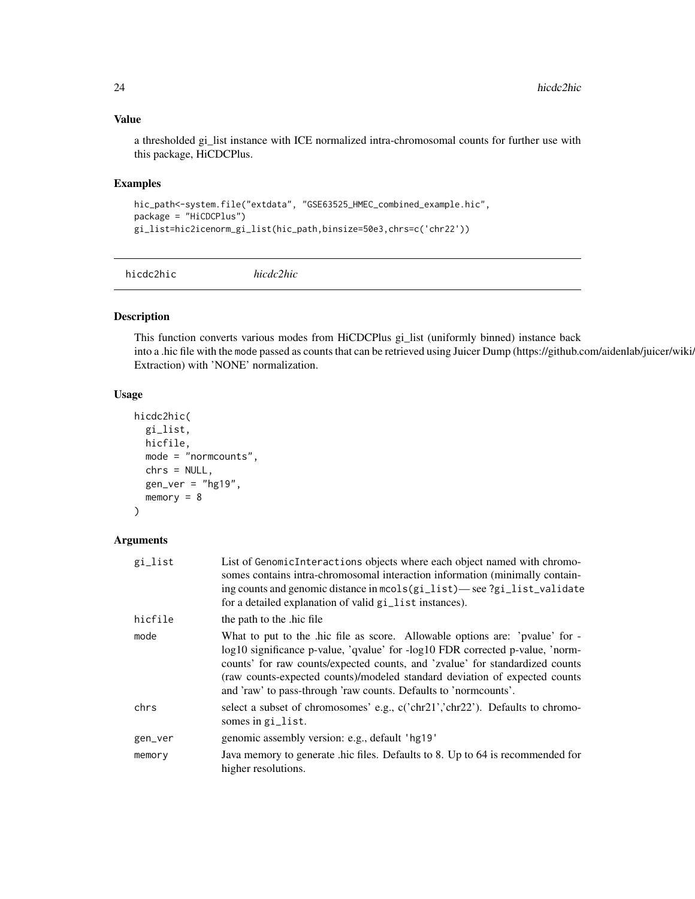### Value

a thresholded gi_list instance with ICE normalized intra-chromosomal counts for further use with this package, HiCDCPlus.

### Examples

```
hic_path<-system.file("extdata", "GSE63525_HMEC_combined_example.hic",
package = "HiCDCPlus")
gi_list=hic2icenorm_gi_list(hic_path,binsize=50e3,chrs=c('chr22'))
```

---

## hicdc2hic *hicdc2hic*

### Description

This function converts various modes from HiCDCPlus gi_list (uniformly binned) instance back into a .hic file with the mode passed as counts that can be retrieved using Juicer Dump (https://github.com/aidenlab/juicer/wiki/Extraction) with 'NONE' normalization.

### Usage

```
hicdc2hic(
  gi_list,
  hicfile,
  mode = "normcounts",
  chrs = NULL,
  gen_ver = "hg19",
  memory = 8
)
```

### Arguments

| | |
|---|---|
| gi_list | List of GenomicInteractions objects where each object named with chromosomes contains intra-chromosomal interaction information (minimally containing counts and genomic distance in mcols(gi_list)— see ?gi_list_validate for a detailed explanation of valid gi_list instances). |
| hicfile | the path to the .hic file |
| mode | What to put to the .hic file as score. Allowable options are: 'pvalue' for -log10 significance p-value, 'qvalue' for -log10 FDR corrected p-value, 'normcounts' for raw counts/expected counts, and 'zvalue' for standardized counts (raw counts-expected counts)/modeled standard deviation of expected counts and 'raw' to pass-through 'raw counts. Defaults to 'normcounts'. |
| chrs | select a subset of chromosomes' e.g., c('chr21','chr22'). Defaults to chromosomes in gi_list. |
| gen_ver | genomic assembly version: e.g., default 'hg19' |
| memory | Java memory to generate .hic files. Defaults to 8. Up to 64 is recommended for higher resolutions. |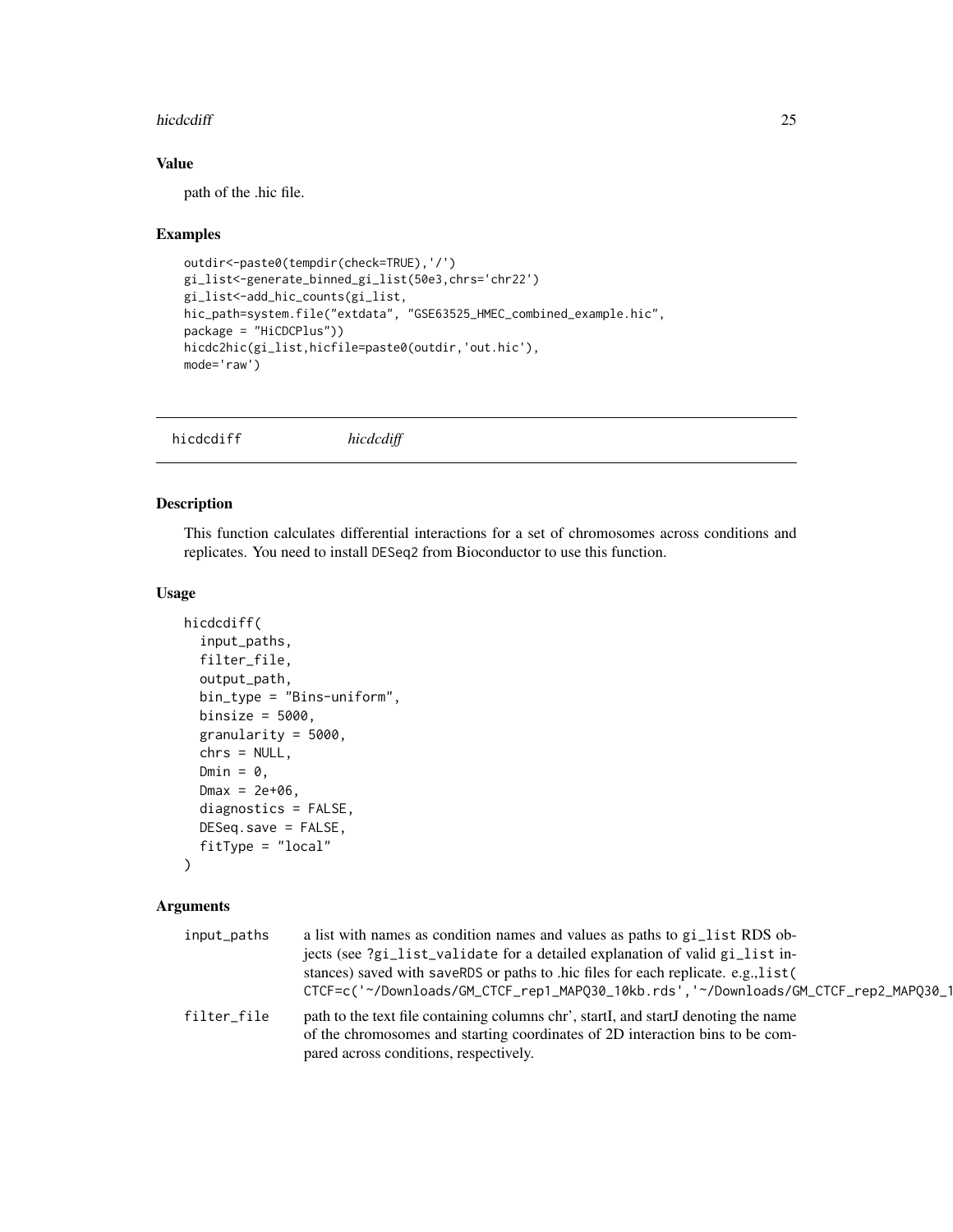## Value

path of the .hic file.

## Examples

```
outdir<-paste0(tempdir(check=TRUE),'/')
gi_list<-generate_binned_gi_list(50e3,chrs='chr22')
gi_list<-add_hic_counts(gi_list,
hic_path=system.file("extdata", "GSE63525_HMEC_combined_example.hic",
package = "HiCDCPlus"))
hicdc2hic(gi_list,hicfile=paste0(outdir,'out.hic'),
mode='raw')
```

---

# hicdcdiff — *hicdcdiff*

## Description

This function calculates differential interactions for a set of chromosomes across conditions and replicates. You need to install DESeq2 from Bioconductor to use this function.

## Usage

```
hicdcdiff(
  input_paths,
  filter_file,
  output_path,
  bin_type = "Bins-uniform",
  binsize = 5000,
  granularity = 5000,
  chrs = NULL,
  Dmin = 0,
  Dmax = 2e+06,
  diagnostics = FALSE,
  DESeq.save = FALSE,
  fitType = "local"
)
```

## Arguments

| | |
|---|---|
| input_paths | a list with names as condition names and values as paths to gi_list RDS objects (see ?gi_list_validate for a detailed explanation of valid gi_list instances) saved with saveRDS or paths to .hic files for each replicate. e.g.,list( CTCF=c('~/Downloads/GM_CTCF_rep1_MAPQ30_10kb.rds','~/Downloads/GM_CTCF_rep2_MAPQ30_1 |
| filter_file | path to the text file containing columns chr', startI, and startJ denoting the name of the chromosomes and starting coordinates of 2D interaction bins to be compared across conditions, respectively. |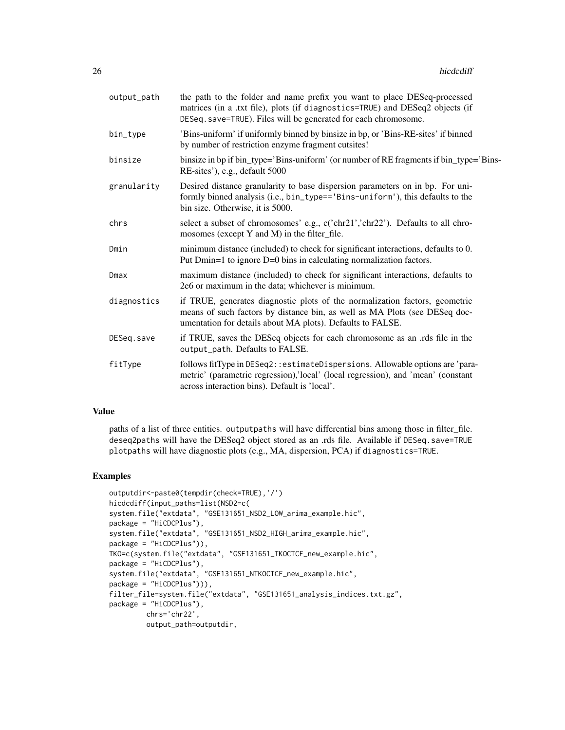| | |
|---|---|
| output_path | the path to the folder and name prefix you want to place DESeq-processed matrices (in a .txt file), plots (if diagnostics=TRUE) and DESeq2 objects (if DESeq.save=TRUE). Files will be generated for each chromosome. |
| bin_type | 'Bins-uniform' if uniformly binned by binsize in bp, or 'Bins-RE-sites' if binned by number of restriction enzyme fragment cutsites! |
| binsize | binsize in bp if bin_type='Bins-uniform' (or number of RE fragments if bin_type='Bins-RE-sites'), e.g., default 5000 |
| granularity | Desired distance granularity to base dispersion parameters on in bp. For uniformly binned analysis (i.e., bin_type=='Bins-uniform'), this defaults to the bin size. Otherwise, it is 5000. |
| chrs | select a subset of chromosomes' e.g., c('chr21','chr22'). Defaults to all chromosomes (except Y and M) in the filter_file. |
| Dmin | minimum distance (included) to check for significant interactions, defaults to 0. Put Dmin=1 to ignore D=0 bins in calculating normalization factors. |
| Dmax | maximum distance (included) to check for significant interactions, defaults to 2e6 or maximum in the data; whichever is minimum. |
| diagnostics | if TRUE, generates diagnostic plots of the normalization factors, geometric means of such factors by distance bin, as well as MA Plots (see DESeq documentation for details about MA plots). Defaults to FALSE. |
| DESeq.save | if TRUE, saves the DESeq objects for each chromosome as an .rds file in the output_path. Defaults to FALSE. |
| fitType | follows fitType in DESeq2::estimateDispersions. Allowable options are 'parametric' (parametric regression),'local' (local regression), and 'mean' (constant across interaction bins). Default is 'local'. |

## Value

paths of a list of three entities. outputpaths will have differential bins among those in filter_file. deseq2paths will have the DESeq2 object stored as an .rds file. Available if DESeq.save=TRUE plotpaths will have diagnostic plots (e.g., MA, dispersion, PCA) if diagnostics=TRUE.

## Examples

```
outputdir<-paste0(tempdir(check=TRUE),'/')
hicdcdiff(input_paths=list(NSD2=c(
system.file("extdata", "GSE131651_NSD2_LOW_arima_example.hic",
package = "HiCDCPlus"),
system.file("extdata", "GSE131651_NSD2_HIGH_arima_example.hic",
package = "HiCDCPlus")),
TKO=c(system.file("extdata", "GSE131651_TKOCTCF_new_example.hic",
package = "HiCDCPlus"),
system.file("extdata", "GSE131651_NTKOCTCF_new_example.hic",
package = "HiCDCPlus"))),
filter_file=system.file("extdata", "GSE131651_analysis_indices.txt.gz",
package = "HiCDCPlus"),
        chrs='chr22',
        output_path=outputdir,
```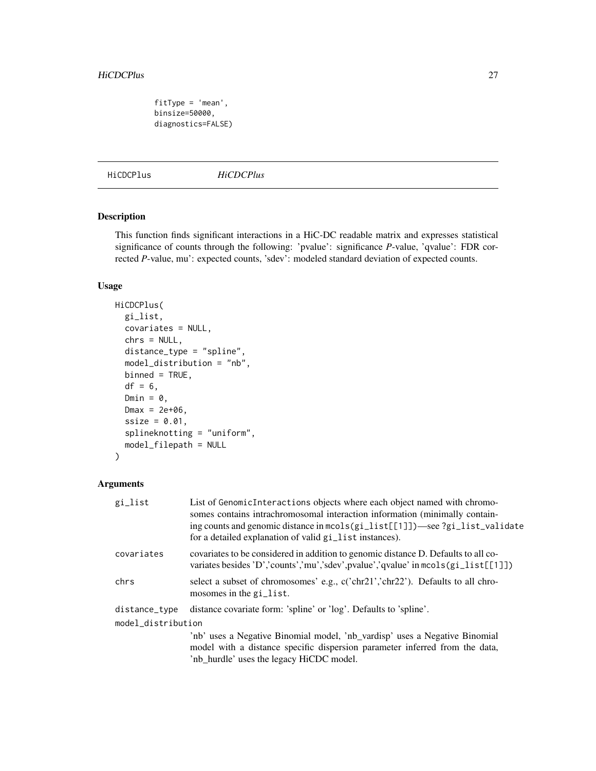```
fitType = 'mean',
binsize=50000,
diagnostics=FALSE)
```

## HiCDCPlus &nbsp;&nbsp;&nbsp;&nbsp; *HiCDCPlus*

### Description

This function finds significant interactions in a HiC-DC readable matrix and expresses statistical significance of counts through the following: 'pvalue': significance *P*-value, 'qvalue': FDR corrected *P*-value, mu': expected counts, 'sdev': modeled standard deviation of expected counts.

### Usage

```
HiCDCPlus(
  gi_list,
  covariates = NULL,
  chrs = NULL,
  distance_type = "spline",
  model_distribution = "nb",
  binned = TRUE,
  df = 6,
  Dmin = 0,
  Dmax = 2e+06,
  ssize = 0.01,
  splineknotting = "uniform",
  model_filepath = NULL
)
```

### Arguments

| | |
|---|---|
| gi_list | List of GenomicInteractions objects where each object named with chromosomes contains intrachromosomal interaction information (minimally containing counts and genomic distance in mcols(gi_list[[1]])—see ?gi_list_validate for a detailed explanation of valid gi_list instances). |
| covariates | covariates to be considered in addition to genomic distance D. Defaults to all covariates besides 'D','counts','mu','sdev',pvalue','qvalue' in mcols(gi_list[[1]]) |
| chrs | select a subset of chromosomes' e.g., c('chr21','chr22'). Defaults to all chromosomes in the gi_list. |
| distance_type | distance covariate form: 'spline' or 'log'. Defaults to 'spline'. |
| model_distribution | 'nb' uses a Negative Binomial model, 'nb_vardisp' uses a Negative Binomial model with a distance specific dispersion parameter inferred from the data, 'nb_hurdle' uses the legacy HiCDC model. |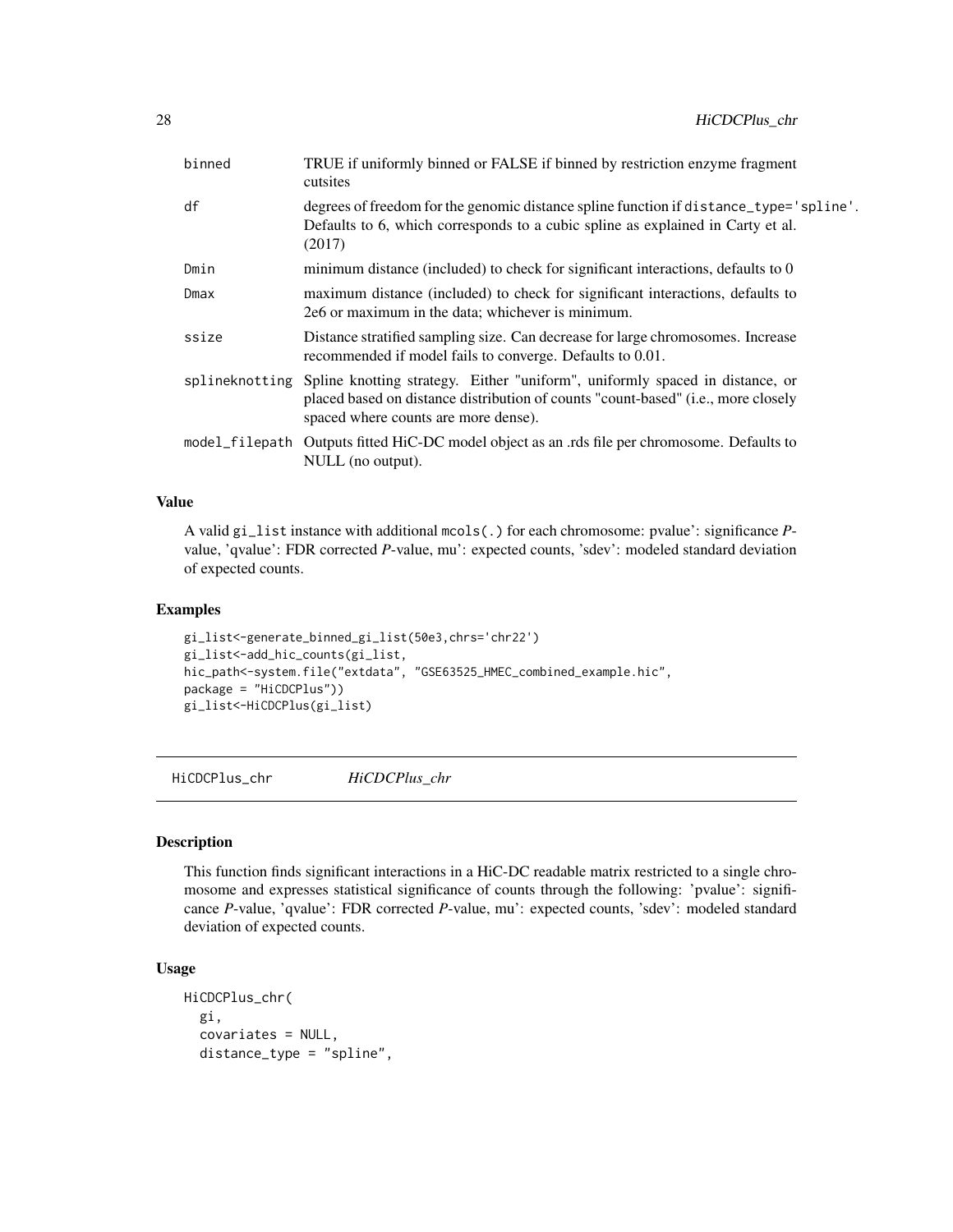| | |
|---|---|
| binned | TRUE if uniformly binned or FALSE if binned by restriction enzyme fragment cutsites |
| df | degrees of freedom for the genomic distance spline function if distance_type='spline'. Defaults to 6, which corresponds to a cubic spline as explained in Carty et al. (2017) |
| Dmin | minimum distance (included) to check for significant interactions, defaults to 0 |
| Dmax | maximum distance (included) to check for significant interactions, defaults to 2e6 or maximum in the data; whichever is minimum. |
| ssize | Distance stratified sampling size. Can decrease for large chromosomes. Increase recommended if model fails to converge. Defaults to 0.01. |
| splineknotting | Spline knotting strategy. Either "uniform", uniformly spaced in distance, or placed based on distance distribution of counts "count-based" (i.e., more closely spaced where counts are more dense). |
| model_filepath | Outputs fitted HiC-DC model object as an .rds file per chromosome. Defaults to NULL (no output). |

## Value

A valid gi_list instance with additional mcols(.) for each chromosome: pvalue': significance *P*-value, 'qvalue': FDR corrected *P*-value, mu': expected counts, 'sdev': modeled standard deviation of expected counts.

## Examples

```
gi_list<-generate_binned_gi_list(50e3,chrs='chr22')
gi_list<-add_hic_counts(gi_list,
hic_path<-system.file("extdata", "GSE63525_HMEC_combined_example.hic",
package = "HiCDCPlus"))
gi_list<-HiCDCPlus(gi_list)
```

---

# HiCDCPlus_chr *HiCDCPlus_chr*

## Description

This function finds significant interactions in a HiC-DC readable matrix restricted to a single chromosome and expresses statistical significance of counts through the following: 'pvalue': significance *P*-value, 'qvalue': FDR corrected *P*-value, mu': expected counts, 'sdev': modeled standard deviation of expected counts.

## Usage

```
HiCDCPlus_chr(
  gi,
  covariates = NULL,
  distance_type = "spline",
```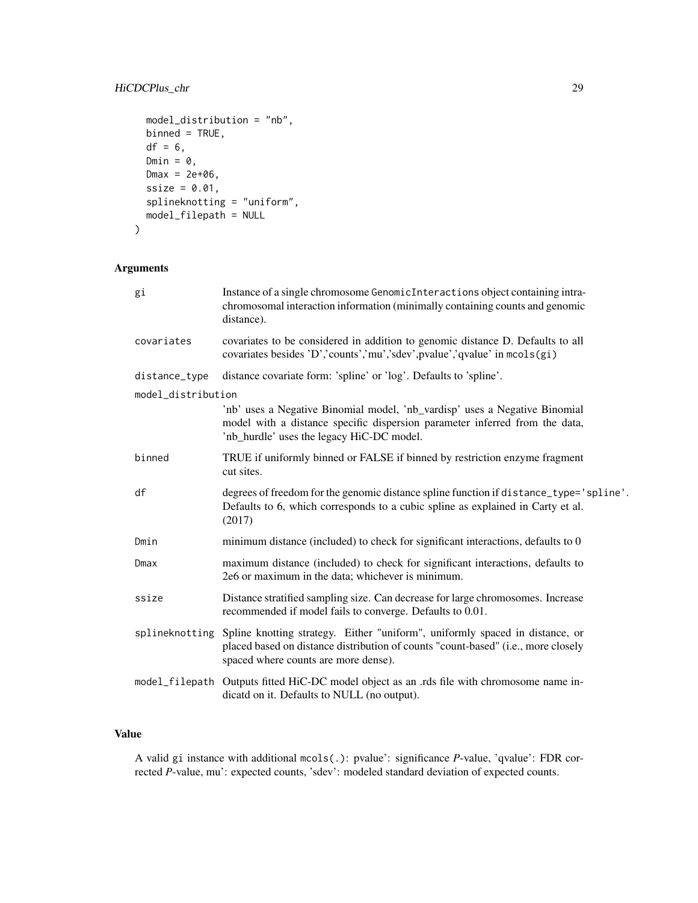```
  model_distribution = "nb",
  binned = TRUE,
  df = 6,
  Dmin = 0,
  Dmax = 2e+06,
  ssize = 0.01,
  splineknotting = "uniform",
  model_filepath = NULL
)
```

## Arguments

| | |
|---|---|
| gi | Instance of a single chromosome GenomicInteractions object containing intra-chromosomal interaction information (minimally containing counts and genomic distance). |
| covariates | covariates to be considered in addition to genomic distance D. Defaults to all covariates besides 'D','counts','mu','sdev',pvalue','qvalue' in mcols(gi) |
| distance_type | distance covariate form: 'spline' or 'log'. Defaults to 'spline'. |
| model_distribution | 'nb' uses a Negative Binomial model, 'nb_vardisp' uses a Negative Binomial model with a distance specific dispersion parameter inferred from the data, 'nb_hurdle' uses the legacy HiC-DC model. |
| binned | TRUE if uniformly binned or FALSE if binned by restriction enzyme fragment cut sites. |
| df | degrees of freedom for the genomic distance spline function if distance_type='spline'. Defaults to 6, which corresponds to a cubic spline as explained in Carty et al. (2017) |
| Dmin | minimum distance (included) to check for significant interactions, defaults to 0 |
| Dmax | maximum distance (included) to check for significant interactions, defaults to 2e6 or maximum in the data; whichever is minimum. |
| ssize | Distance stratified sampling size. Can decrease for large chromosomes. Increase recommended if model fails to converge. Defaults to 0.01. |
| splineknotting | Spline knotting strategy. Either "uniform", uniformly spaced in distance, or placed based on distance distribution of counts "count-based" (i.e., more closely spaced where counts are more dense). |
| model_filepath | Outputs fitted HiC-DC model object as an .rds file with chromosome name indicatd on it. Defaults to NULL (no output). |

## Value

A valid gi instance with additional mcols(.): pvalue': significance *P*-value, 'qvalue': FDR corrected *P*-value, mu': expected counts, 'sdev': modeled standard deviation of expected counts.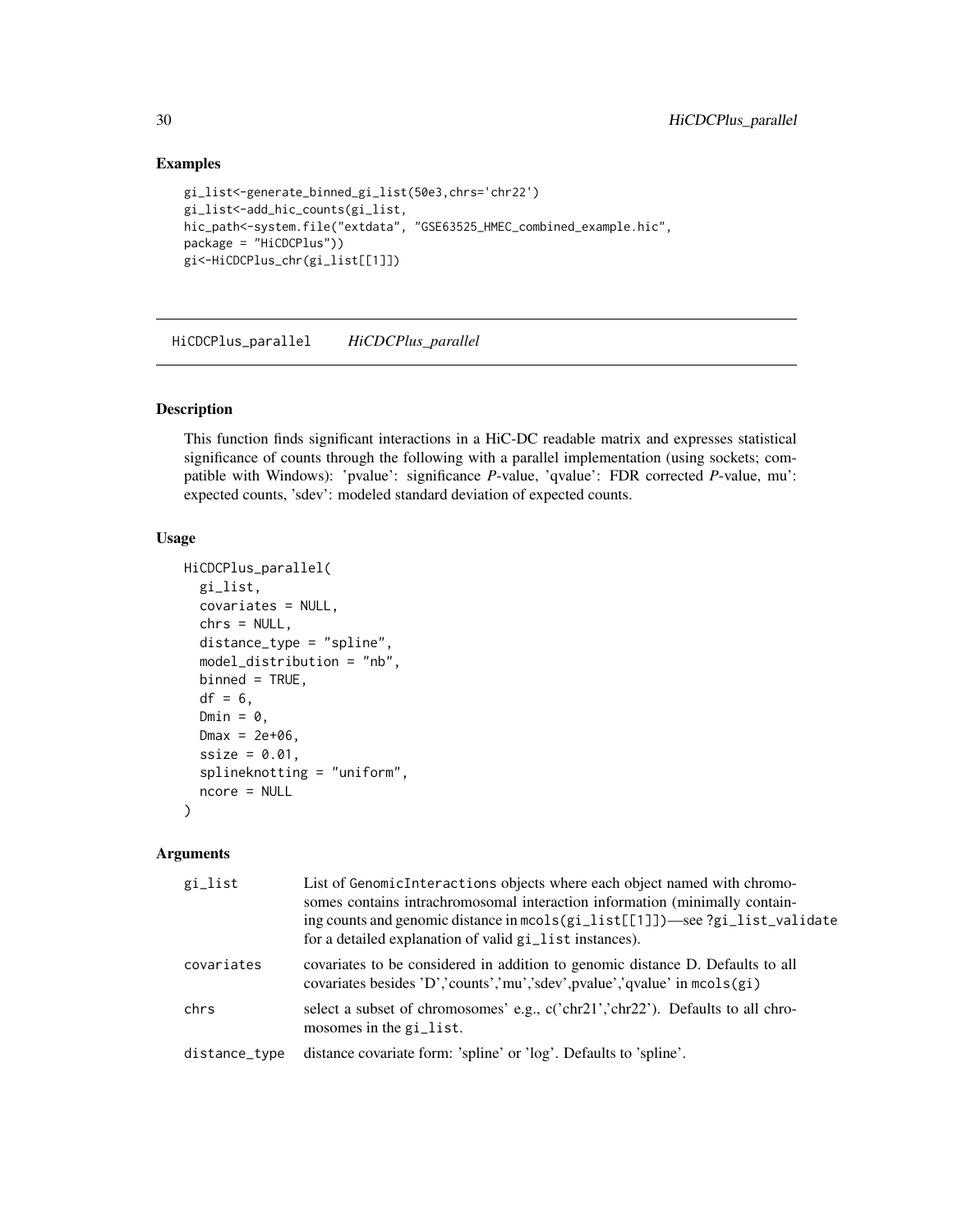## Examples

```
gi_list<-generate_binned_gi_list(50e3,chrs='chr22')
gi_list<-add_hic_counts(gi_list,
hic_path<-system.file("extdata", "GSE63525_HMEC_combined_example.hic",
package = "HiCDCPlus"))
gi<-HiCDCPlus_chr(gi_list[[1]])
```

---

# HiCDCPlus_parallel    *HiCDCPlus_parallel*

---

## Description

This function finds significant interactions in a HiC-DC readable matrix and expresses statistical significance of counts through the following with a parallel implementation (using sockets; compatible with Windows): 'pvalue': significance *P*-value, 'qvalue': FDR corrected *P*-value, mu': expected counts, 'sdev': modeled standard deviation of expected counts.

## Usage

```
HiCDCPlus_parallel(
  gi_list,
  covariates = NULL,
  chrs = NULL,
  distance_type = "spline",
  model_distribution = "nb",
  binned = TRUE,
  df = 6,
  Dmin = 0,
  Dmax = 2e+06,
  ssize = 0.01,
  splineknotting = "uniform",
  ncore = NULL
)
```

## Arguments

| | |
|---|---|
| `gi_list` | List of `GenomicInteractions` objects where each object named with chromosomes contains intrachromosomal interaction information (minimally containing counts and genomic distance in `mcols(gi_list[[1]])`—see `?gi_list_validate` for a detailed explanation of valid `gi_list` instances). |
| `covariates` | covariates to be considered in addition to genomic distance D. Defaults to all covariates besides 'D','counts','mu','sdev',pvalue','qvalue' in `mcols(gi)` |
| `chrs` | select a subset of chromosomes' e.g., c('chr21','chr22'). Defaults to all chromosomes in the `gi_list`. |
| `distance_type` | distance covariate form: 'spline' or 'log'. Defaults to 'spline'. |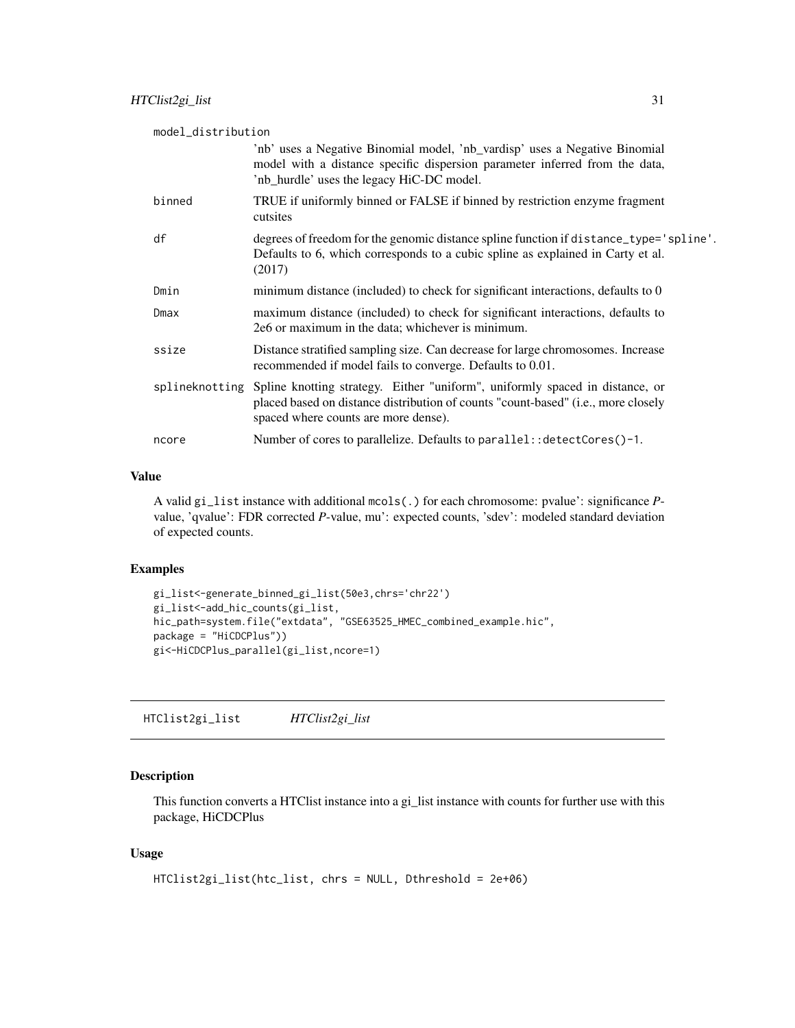| | |
|---|---|
| model_distribution | 'nb' uses a Negative Binomial model, 'nb_vardisp' uses a Negative Binomial model with a distance specific dispersion parameter inferred from the data, 'nb_hurdle' uses the legacy HiC-DC model. |
| binned | TRUE if uniformly binned or FALSE if binned by restriction enzyme fragment cutsites |
| df | degrees of freedom for the genomic distance spline function if distance_type='spline'. Defaults to 6, which corresponds to a cubic spline as explained in Carty et al. (2017) |
| Dmin | minimum distance (included) to check for significant interactions, defaults to 0 |
| Dmax | maximum distance (included) to check for significant interactions, defaults to 2e6 or maximum in the data; whichever is minimum. |
| ssize | Distance stratified sampling size. Can decrease for large chromosomes. Increase recommended if model fails to converge. Defaults to 0.01. |
| splineknotting | Spline knotting strategy. Either "uniform", uniformly spaced in distance, or placed based on distance distribution of counts "count-based" (i.e., more closely spaced where counts are more dense). |
| ncore | Number of cores to parallelize. Defaults to parallel::detectCores()-1. |

### Value

A valid gi_list instance with additional mcols(.) for each chromosome: pvalue': significance *P*-value, 'qvalue': FDR corrected *P*-value, mu': expected counts, 'sdev': modeled standard deviation of expected counts.

### Examples

```
gi_list<-generate_binned_gi_list(50e3,chrs='chr22')
gi_list<-add_hic_counts(gi_list,
hic_path=system.file("extdata", "GSE63525_HMEC_combined_example.hic",
package = "HiCDCPlus"))
gi<-HiCDCPlus_parallel(gi_list,ncore=1)
```

## HTClist2gi_list *HTClist2gi_list*

### Description

This function converts a HTClist instance into a gi_list instance with counts for further use with this package, HiCDCPlus

### Usage

```
HTClist2gi_list(htc_list, chrs = NULL, Dthreshold = 2e+06)
```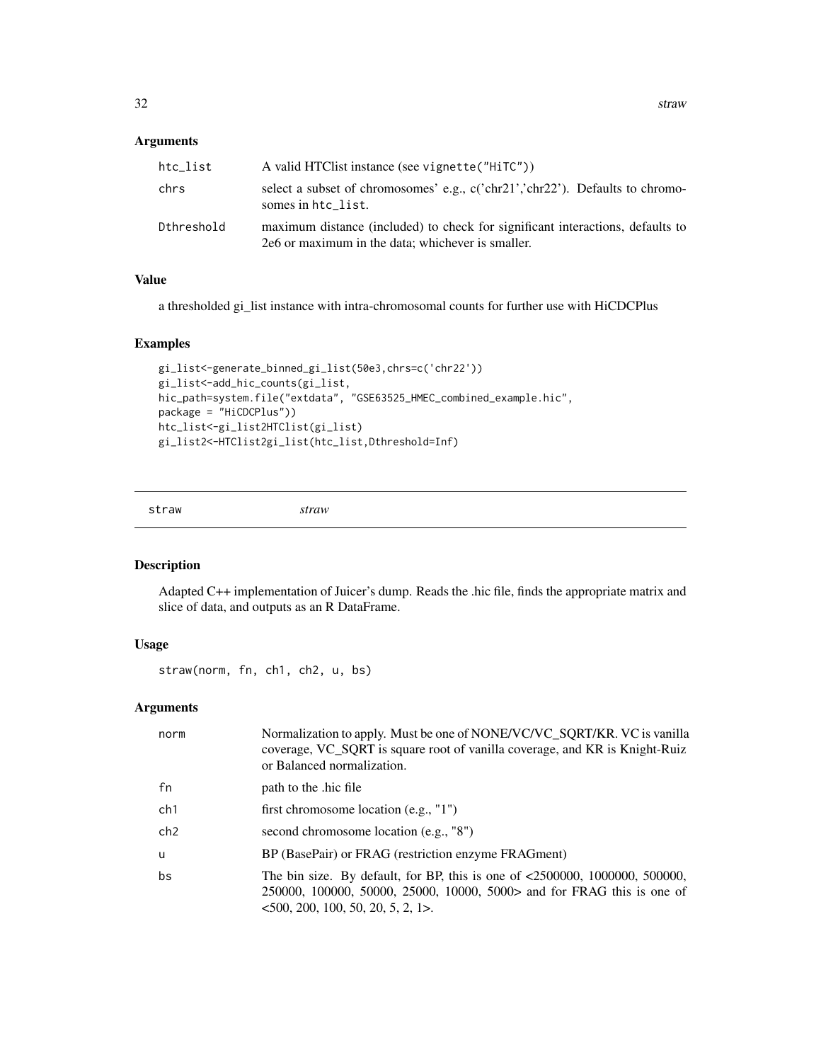## Arguments

| | |
|---|---|
| htc_list | A valid HTClist instance (see vignette("HiTC")) |
| chrs | select a subset of chromosomes' e.g., c('chr21','chr22'). Defaults to chromosomes in htc_list. |
| Dthreshold | maximum distance (included) to check for significant interactions, defaults to 2e6 or maximum in the data; whichever is smaller. |

## Value

a thresholded gi_list instance with intra-chromosomal counts for further use with HiCDCPlus

## Examples

```
gi_list<-generate_binned_gi_list(50e3,chrs=c('chr22'))
gi_list<-add_hic_counts(gi_list,
hic_path=system.file("extdata", "GSE63525_HMEC_combined_example.hic",
package = "HiCDCPlus"))
htc_list<-gi_list2HTClist(gi_list)
gi_list2<-HTClist2gi_list(htc_list,Dthreshold=Inf)
```

---

# straw *straw*

## Description

Adapted C++ implementation of Juicer's dump. Reads the .hic file, finds the appropriate matrix and slice of data, and outputs as an R DataFrame.

## Usage

```
straw(norm, fn, ch1, ch2, u, bs)
```

## Arguments

| | |
|---|---|
| norm | Normalization to apply. Must be one of NONE/VC/VC_SQRT/KR. VC is vanilla coverage, VC_SQRT is square root of vanilla coverage, and KR is Knight-Ruiz or Balanced normalization. |
| fn | path to the .hic file |
| ch1 | first chromosome location (e.g., "1") |
| ch2 | second chromosome location (e.g., "8") |
| u | BP (BasePair) or FRAG (restriction enzyme FRAGment) |
| bs | The bin size. By default, for BP, this is one of <2500000, 1000000, 500000, 250000, 100000, 50000, 25000, 10000, 5000> and for FRAG this is one of <500, 200, 100, 50, 20, 5, 2, 1>. |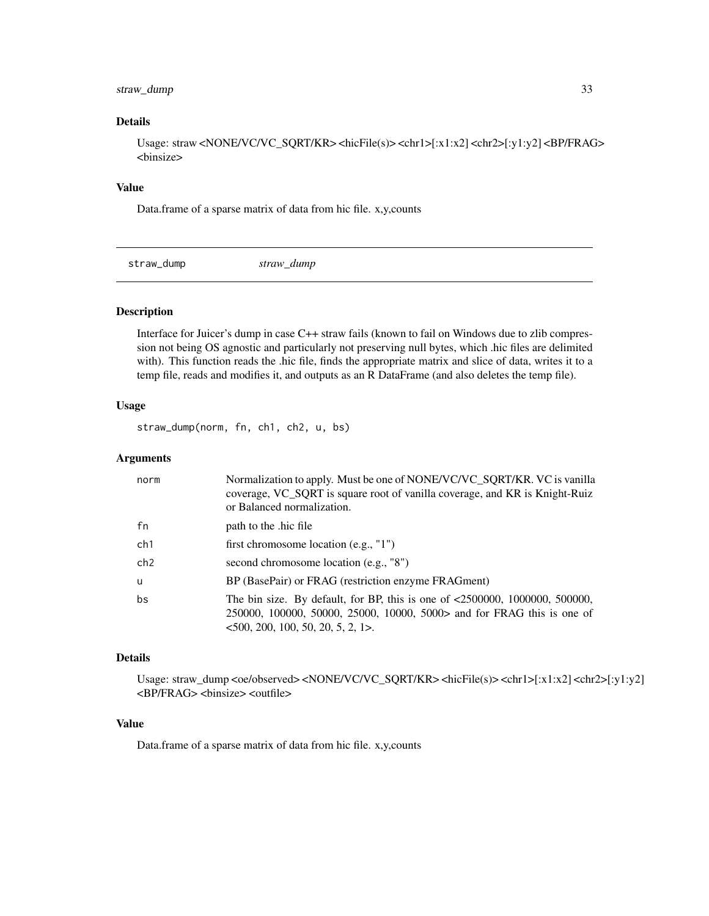### Details

Usage: straw <NONE/VC/VC_SQRT/KR> <hicFile(s)> <chr1>[:x1:x2] <chr2>[:y1:y2] <BP/FRAG> <binsize>

### Value

Data.frame of a sparse matrix of data from hic file. x,y,counts

---

## straw_dump    *straw_dump*

---

### Description

Interface for Juicer's dump in case C++ straw fails (known to fail on Windows due to zlib compression not being OS agnostic and particularly not preserving null bytes, which .hic files are delimited with). This function reads the .hic file, finds the appropriate matrix and slice of data, writes it to a temp file, reads and modifies it, and outputs as an R DataFrame (and also deletes the temp file).

### Usage

```
straw_dump(norm, fn, ch1, ch2, u, bs)
```

### Arguments

| | |
|---|---|
| `norm` | Normalization to apply. Must be one of NONE/VC/VC_SQRT/KR. VC is vanilla coverage, VC_SQRT is square root of vanilla coverage, and KR is Knight-Ruiz or Balanced normalization. |
| `fn` | path to the .hic file |
| `ch1` | first chromosome location (e.g., "1") |
| `ch2` | second chromosome location (e.g., "8") |
| `u` | BP (BasePair) or FRAG (restriction enzyme FRAGment) |
| `bs` | The bin size. By default, for BP, this is one of <2500000, 1000000, 500000, 250000, 100000, 50000, 25000, 10000, 5000> and for FRAG this is one of <500, 200, 100, 50, 20, 5, 2, 1>. |

### Details

Usage: straw_dump <oe/observed> <NONE/VC/VC_SQRT/KR> <hicFile(s)> <chr1>[:x1:x2] <chr2>[:y1:y2] <BP/FRAG> <binsize> <outfile>

### Value

Data.frame of a sparse matrix of data from hic file. x,y,counts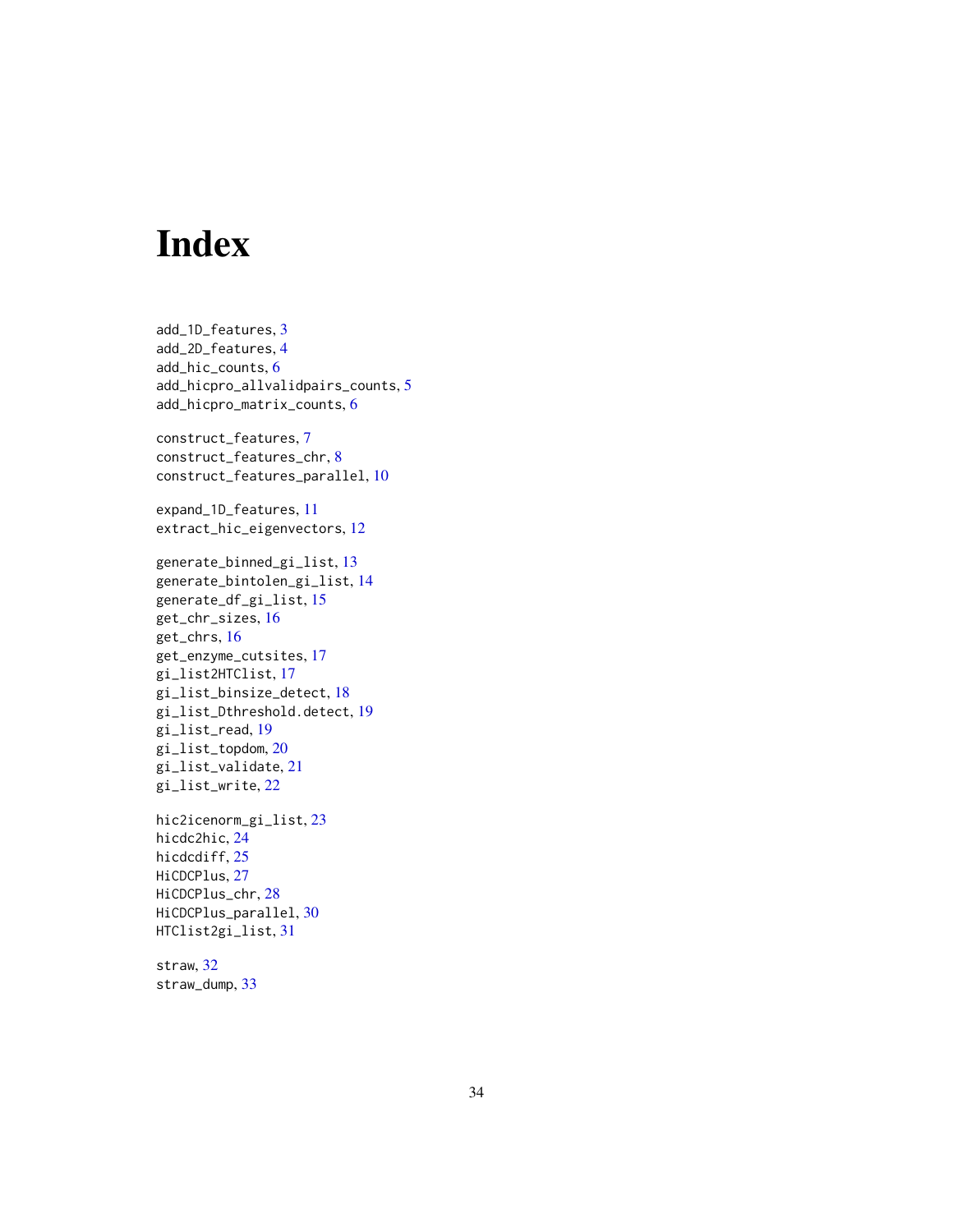# Index

add_1D_features, 3
add_2D_features, 4
add_hic_counts, 6
add_hicpro_allvalidpairs_counts, 5
add_hicpro_matrix_counts, 6

construct_features, 7
construct_features_chr, 8
construct_features_parallel, 10

expand_1D_features, 11
extract_hic_eigenvectors, 12

generate_binned_gi_list, 13
generate_bintolen_gi_list, 14
generate_df_gi_list, 15
get_chr_sizes, 16
get_chrs, 16
get_enzyme_cutsites, 17
gi_list2HTClist, 17
gi_list_binsize_detect, 18
gi_list_Dthreshold.detect, 19
gi_list_read, 19
gi_list_topdom, 20
gi_list_validate, 21
gi_list_write, 22

hic2icenorm_gi_list, 23
hicdc2hic, 24
hicdcdiff, 25
HiCDCPlus, 27
HiCDCPlus_chr, 28
HiCDCPlus_parallel, 30
HTClist2gi_list, 31

straw, 32
straw_dump, 33